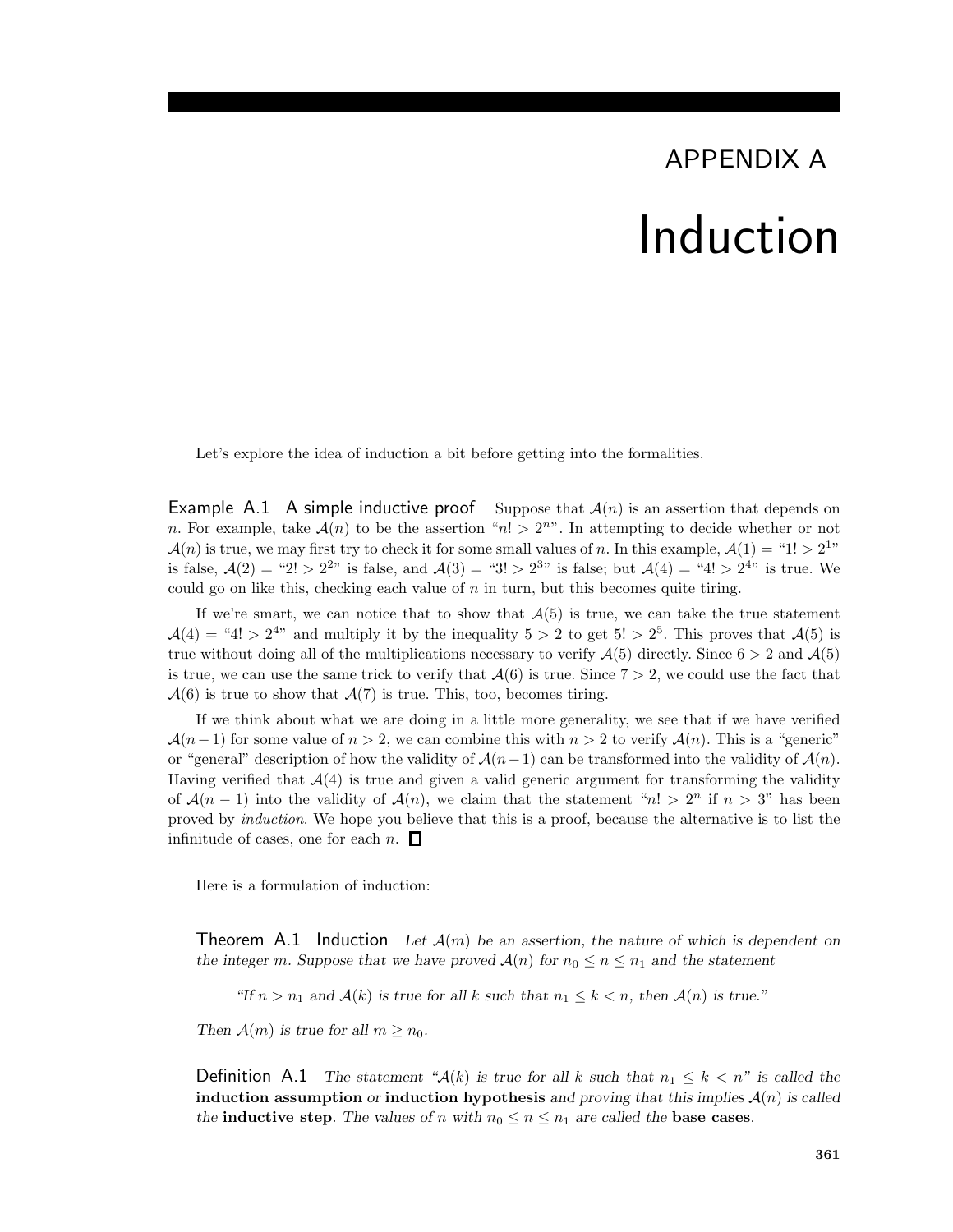# APPENDIX A

# Induction

Let's explore the idea of induction a bit before getting into the formalities.

**Example A.1 A simple inductive proof** Suppose that $\mathcal{A}(n)$ is an assertion that depends on $n$. For example, take $\mathcal{A}(n)$ to be the assertion "$n! > 2^n$". In attempting to decide whether or not $\mathcal{A}(n)$ is true, we may first try to check it for some small values of $n$. In this example, $\mathcal{A}(1) =$ "$1! > 2^1$" is false, $\mathcal{A}(2) =$ "$2! > 2^2$" is false, and $\mathcal{A}(3) =$ "$3! > 2^3$" is false; but $\mathcal{A}(4) =$ "$4! > 2^4$" is true. We could go on like this, checking each value of $n$ in turn, but this becomes quite tiring.

If we're smart, we can notice that to show that $\mathcal{A}(5)$ is true, we can take the true statement $\mathcal{A}(4) =$ "$4! > 2^4$" and multiply it by the inequality $5 > 2$ to get $5! > 2^5$. This proves that $\mathcal{A}(5)$ is true without doing all of the multiplications necessary to verify $\mathcal{A}(5)$ directly. Since $6 > 2$ and $\mathcal{A}(5)$ is true, we can use the same trick to verify that $\mathcal{A}(6)$ is true. Since $7 > 2$, we could use the fact that $\mathcal{A}(6)$ is true to show that $\mathcal{A}(7)$ is true. This, too, becomes tiring.

If we think about what we are doing in a little more generality, we see that if we have verified $\mathcal{A}(n-1)$ for some value of $n > 2$, we can combine this with $n > 2$ to verify $\mathcal{A}(n)$. This is a "generic" or "general" description of how the validity of $\mathcal{A}(n-1)$ can be transformed into the validity of $\mathcal{A}(n)$. Having verified that $\mathcal{A}(4)$ is true and given a valid generic argument for transforming the validity of $\mathcal{A}(n-1)$ into the validity of $\mathcal{A}(n)$, we claim that the statement "$n! > 2^n$ if $n > 3$" has been proved by *induction*. We hope you believe that this is a proof, because the alternative is to list the infinitude of cases, one for each $n$. □

Here is a formulation of induction:

**Theorem A.1 Induction** *Let $\mathcal{A}(m)$ be an assertion, the nature of which is dependent on the integer $m$. Suppose that we have proved $\mathcal{A}(n)$ for $n_0 \le n \le n_1$ and the statement*

> *"If $n > n_1$ and $\mathcal{A}(k)$ is true for all $k$ such that $n_1 \le k < n$, then $\mathcal{A}(n)$ is true."*

*Then $\mathcal{A}(m)$ is true for all $m \ge n_0$.*

**Definition A.1** *The statement "$\mathcal{A}(k)$ is true for all $k$ such that $n_1 \le k < n$" is called the* **induction assumption** *or* **induction hypothesis** *and proving that this implies $\mathcal{A}(n)$ is called the* **inductive step**. *The values of $n$ with $n_0 \le n \le n_1$ are called the* **base cases**.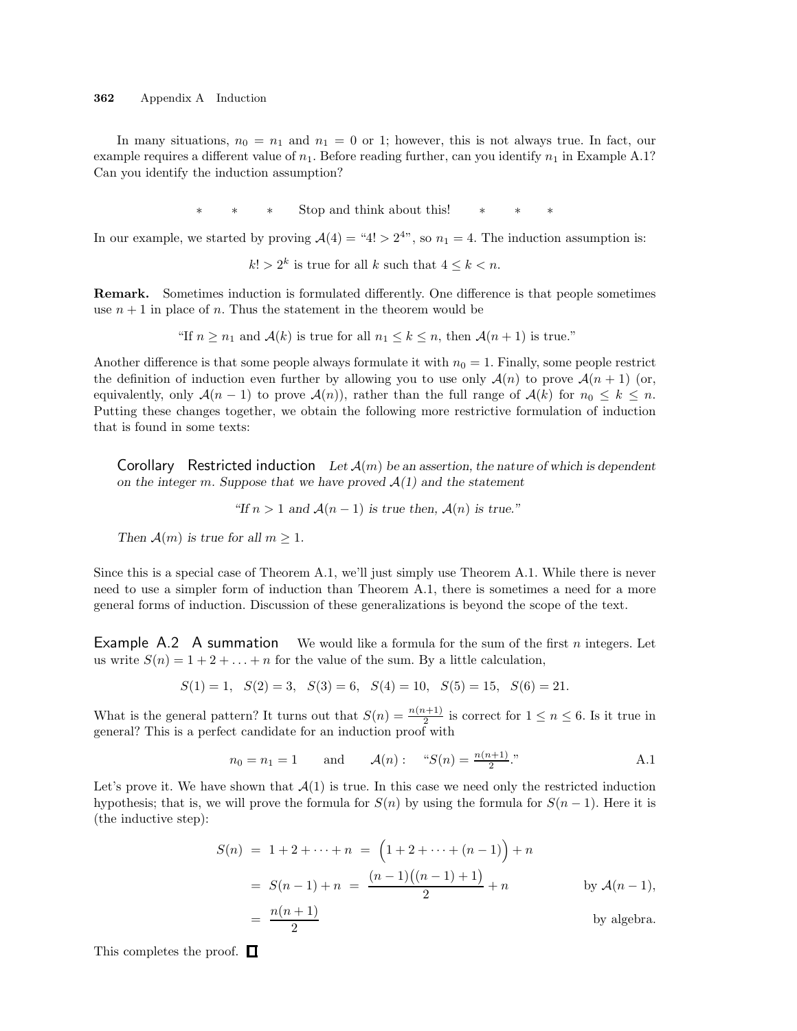In many situations, $n_0 = n_1$ and $n_1 = 0$ or 1; however, this is not always true. In fact, our example requires a different value of $n_1$. Before reading further, can you identify $n_1$ in Example A.1? Can you identify the induction assumption?

$*\quad *\quad *\quad$ Stop and think about this! $\quad *\quad *\quad *$

In our example, we started by proving $\mathcal{A}(4) =$ "$4! > 2^4$", so $n_1 = 4$. The induction assumption is:

$$k! > 2^k \text{ is true for all } k \text{ such that } 4 \le k < n.$$

**Remark.** Sometimes induction is formulated differently. One difference is that people sometimes use $n+1$ in place of $n$. Thus the statement in the theorem would be

"If $n \ge n_1$ and $\mathcal{A}(k)$ is true for all $n_1 \le k \le n$, then $\mathcal{A}(n+1)$ is true."

Another difference is that some people always formulate it with $n_0 = 1$. Finally, some people restrict the definition of induction even further by allowing you to use only $\mathcal{A}(n)$ to prove $\mathcal{A}(n+1)$ (or, equivalently, only $\mathcal{A}(n-1)$ to prove $\mathcal{A}(n)$), rather than the full range of $\mathcal{A}(k)$ for $n_0 \le k \le n$. Putting these changes together, we obtain the following more restrictive formulation of induction that is found in some texts:

**Corollary Restricted induction** *Let $\mathcal{A}(m)$ be an assertion, the nature of which is dependent on the integer $m$. Suppose that we have proved $\mathcal{A}(1)$ and the statement*

*"If $n > 1$ and $\mathcal{A}(n-1)$ is true then, $\mathcal{A}(n)$ is true."*

*Then $\mathcal{A}(m)$ is true for all $m \ge 1$.*

Since this is a special case of Theorem A.1, we'll just simply use Theorem A.1. While there is never need to use a simpler form of induction than Theorem A.1, there is sometimes a need for a more general forms of induction. Discussion of these generalizations is beyond the scope of the text.

**Example A.2 A summation** We would like a formula for the sum of the first $n$ integers. Let us write $S(n) = 1 + 2 + \ldots + n$ for the value of the sum. By a little calculation,

$$S(1) = 1,\quad S(2) = 3,\quad S(3) = 6,\quad S(4) = 10,\quad S(5) = 15,\quad S(6) = 21.$$

What is the general pattern? It turns out that $S(n) = \frac{n(n+1)}{2}$ is correct for $1 \le n \le 6$. Is it true in general? This is a perfect candidate for an induction proof with

$$n_0 = n_1 = 1 \qquad \text{and} \qquad \mathcal{A}(n): \quad \text{“}S(n) = \tfrac{n(n+1)}{2}\text{.”} \tag{A.1}$$

Let's prove it. We have shown that $\mathcal{A}(1)$ is true. In this case we need only the restricted induction hypothesis; that is, we will prove the formula for $S(n)$ by using the formula for $S(n-1)$. Here it is (the inductive step):

$$
\begin{aligned}
S(n) &= 1 + 2 + \cdots + n = \Big(1 + 2 + \cdots + (n-1)\Big) + n \\
&= S(n-1) + n = \frac{(n-1)\big((n-1)+1\big)}{2} + n \qquad \text{by } \mathcal{A}(n-1), \\
&= \frac{n(n+1)}{2} \qquad \text{by algebra.}
\end{aligned}
$$

This completes the proof. $\square$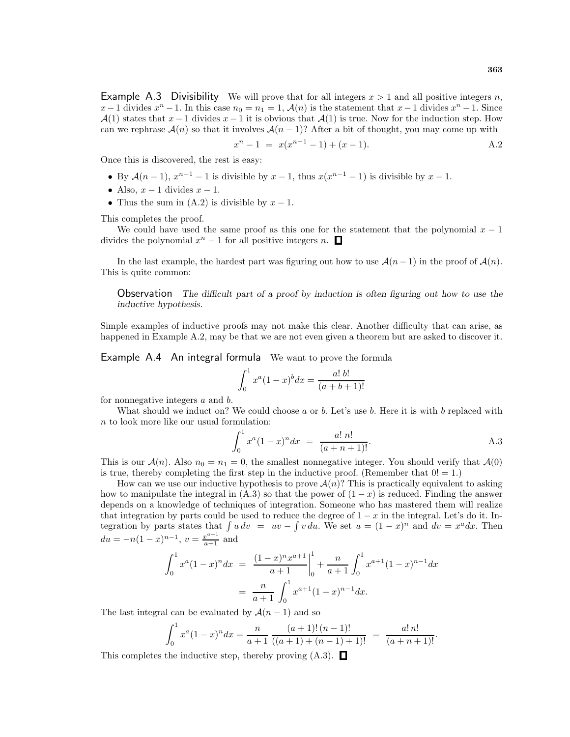**Example A.3 Divisibility** We will prove that for all integers $x > 1$ and all positive integers $n$, $x-1$ divides $x^n - 1$. In this case $n_0 = n_1 = 1$, $\mathcal{A}(n)$ is the statement that $x-1$ divides $x^n - 1$. Since $\mathcal{A}(1)$ states that $x-1$ divides $x-1$ it is obvious that $\mathcal{A}(1)$ is true. Now for the induction step. How can we rephrase $\mathcal{A}(n)$ so that it involves $\mathcal{A}(n-1)$? After a bit of thought, you may come up with

$$x^n - 1 \;=\; x(x^{n-1} - 1) + (x - 1). \tag{A.2}$$

Once this is discovered, the rest is easy:

- By $\mathcal{A}(n-1)$, $x^{n-1} - 1$ is divisible by $x-1$, thus $x(x^{n-1} - 1)$ is divisible by $x-1$.
- Also, $x-1$ divides $x-1$.
- Thus the sum in (A.2) is divisible by $x-1$.

This completes the proof.

We could have used the same proof as this one for the statement that the polynomial $x-1$ divides the polynomial $x^n - 1$ for all positive integers $n$. □

In the last example, the hardest part was figuring out how to use $\mathcal{A}(n-1)$ in the proof of $\mathcal{A}(n)$. This is quite common:

> **Observation** *The difficult part of a proof by induction is often figuring out how to use the inductive hypothesis.*

Simple examples of inductive proofs may not make this clear. Another difficulty that can arise, as happened in Example A.2, may be that we are not even given a theorem but are asked to discover it.

**Example A.4 An integral formula** We want to prove the formula

$$\int_0^1 x^a (1-x)^b dx = \frac{a!\, b!}{(a+b+1)!}$$

for nonnegative integers $a$ and $b$.

What should we induct on? We could choose $a$ or $b$. Let's use $b$. Here it is with $b$ replaced with $n$ to look more like our usual formulation:

$$\int_0^1 x^a (1-x)^n dx \;=\; \frac{a!\, n!}{(a+n+1)!}. \tag{A.3}$$

This is our $\mathcal{A}(n)$. Also $n_0 = n_1 = 0$, the smallest nonnegative integer. You should verify that $\mathcal{A}(0)$ is true, thereby completing the first step in the inductive proof. (Remember that $0! = 1$.)

How can we use our inductive hypothesis to prove $\mathcal{A}(n)$? This is practically equivalent to asking how to manipulate the integral in (A.3) so that the power of $(1-x)$ is reduced. Finding the answer depends on a knowledge of techniques of integration. Someone who has mastered them will realize that integration by parts could be used to reduce the degree of $1-x$ in the integral. Let's do it. Integration by parts states that $\int u\, dv \;=\; uv - \int v\, du$. We set $u = (1-x)^n$ and $dv = x^a dx$. Then $du = -n(1-x)^{n-1}$, $v = \frac{x^{a+1}}{a+1}$ and

$$\begin{aligned}
\int_0^1 x^a (1-x)^n dx \;&=\; \left.\frac{(1-x)^n x^{a+1}}{a+1}\right|_0^1 + \frac{n}{a+1}\int_0^1 x^{a+1}(1-x)^{n-1} dx \\
&=\; \frac{n}{a+1}\int_0^1 x^{a+1}(1-x)^{n-1} dx.
\end{aligned}$$

The last integral can be evaluated by $\mathcal{A}(n-1)$ and so

$$\int_0^1 x^a (1-x)^n dx = \frac{n}{a+1}\,\frac{(a+1)!\,(n-1)!}{((a+1)+(n-1)+1)!} \;=\; \frac{a!\, n!}{(a+n+1)!}.$$

This completes the inductive step, thereby proving (A.3). □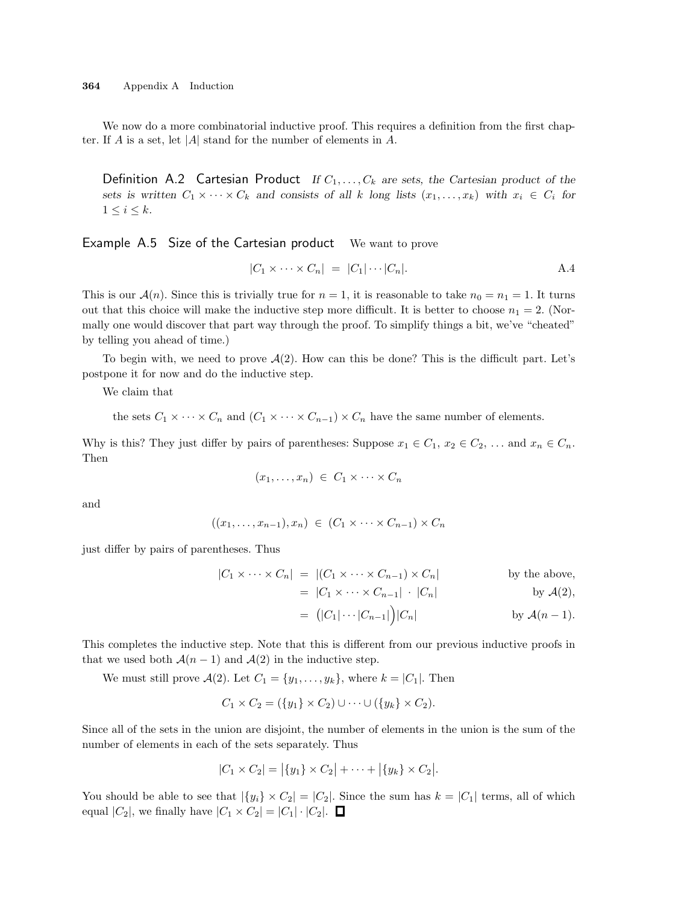We now do a more combinatorial inductive proof. This requires a definition from the first chapter. If $A$ is a set, let $|A|$ stand for the number of elements in $A$.

**Definition A.2 Cartesian Product** *If $C_1, \ldots, C_k$ are sets, the Cartesian product of the sets is written $C_1 \times \cdots \times C_k$ and consists of all $k$ long lists $(x_1, \ldots, x_k)$ with $x_i \in C_i$ for $1 \leq i \leq k$.*

**Example A.5 Size of the Cartesian product** We want to prove

$$|C_1 \times \cdots \times C_n| \;=\; |C_1| \cdots |C_n|. \tag{A.4}$$

This is our $\mathcal{A}(n)$. Since this is trivially true for $n = 1$, it is reasonable to take $n_0 = n_1 = 1$. It turns out that this choice will make the inductive step more difficult. It is better to choose $n_1 = 2$. (Normally one would discover that part way through the proof. To simplify things a bit, we've "cheated" by telling you ahead of time.)

To begin with, we need to prove $\mathcal{A}(2)$. How can this be done? This is the difficult part. Let's postpone it for now and do the inductive step.

We claim that

the sets $C_1 \times \cdots \times C_n$ and $(C_1 \times \cdots \times C_{n-1}) \times C_n$ have the same number of elements.

Why is this? They just differ by pairs of parentheses: Suppose $x_1 \in C_1$, $x_2 \in C_2$, ... and $x_n \in C_n$. Then

$$(x_1, \ldots, x_n) \;\in\; C_1 \times \cdots \times C_n$$

and

$$((x_1, \ldots, x_{n-1}), x_n) \;\in\; (C_1 \times \cdots \times C_{n-1}) \times C_n$$

just differ by pairs of parentheses. Thus

$$\begin{aligned}
|C_1 \times \cdots \times C_n| \;&=\; |(C_1 \times \cdots \times C_{n-1}) \times C_n| && \text{by the above,}\\
&=\; |C_1 \times \cdots \times C_{n-1}| \;\cdot\; |C_n| && \text{by } \mathcal{A}(2),\\
&=\; \Big(|C_1| \cdots |C_{n-1}|\Big)|C_n| && \text{by } \mathcal{A}(n-1).
\end{aligned}$$

This completes the inductive step. Note that this is different from our previous inductive proofs in that we used both $\mathcal{A}(n-1)$ and $\mathcal{A}(2)$ in the inductive step.

We must still prove $\mathcal{A}(2)$. Let $C_1 = \{y_1, \ldots, y_k\}$, where $k = |C_1|$. Then

$$C_1 \times C_2 = (\{y_1\} \times C_2) \cup \cdots \cup (\{y_k\} \times C_2).$$

Since all of the sets in the union are disjoint, the number of elements in the union is the sum of the number of elements in each of the sets separately. Thus

$$|C_1 \times C_2| = \big|\{y_1\} \times C_2\big| + \cdots + \big|\{y_k\} \times C_2\big|.$$

You should be able to see that $|\{y_i\} \times C_2| = |C_2|$. Since the sum has $k = |C_1|$ terms, all of which equal $|C_2|$, we finally have $|C_1 \times C_2| = |C_1| \cdot |C_2|$. □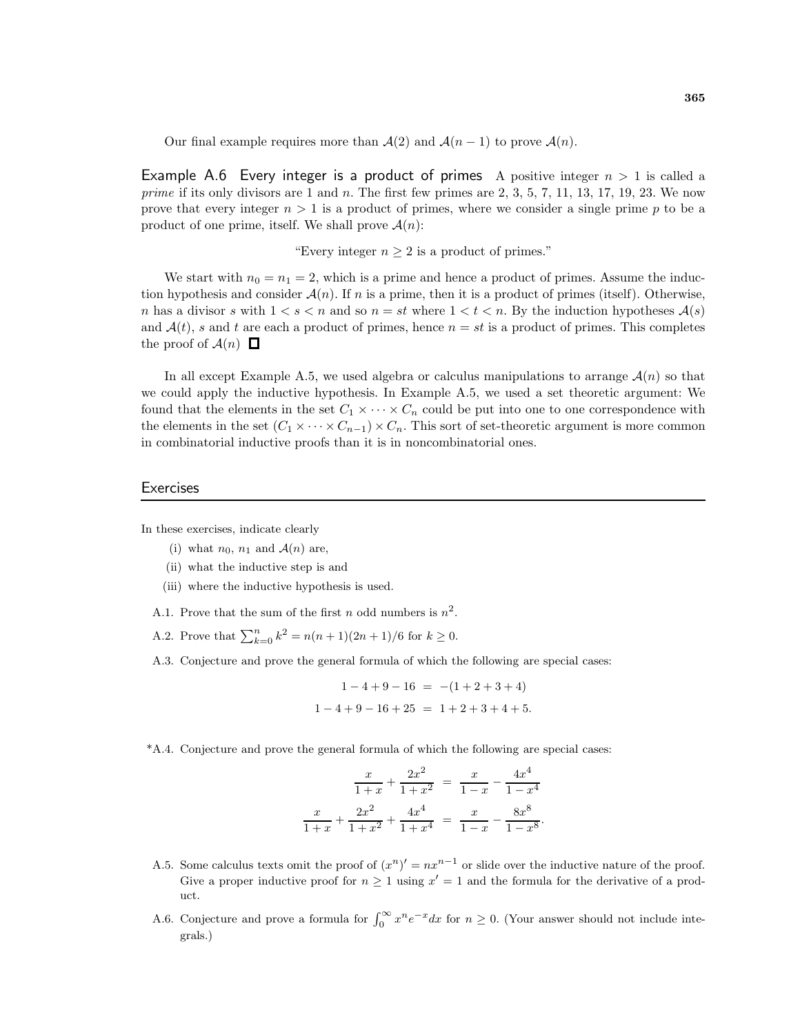Our final example requires more than $\mathcal{A}(2)$ and $\mathcal{A}(n-1)$ to prove $\mathcal{A}(n)$.

**Example A.6 Every integer is a product of primes** A positive integer $n > 1$ is called a *prime* if its only divisors are 1 and $n$. The first few primes are 2, 3, 5, 7, 11, 13, 17, 19, 23. We now prove that every integer $n > 1$ is a product of primes, where we consider a single prime $p$ to be a product of one prime, itself. We shall prove $\mathcal{A}(n)$:

"Every integer $n \geq 2$ is a product of primes."

We start with $n_0 = n_1 = 2$, which is a prime and hence a product of primes. Assume the induction hypothesis and consider $\mathcal{A}(n)$. If $n$ is a prime, then it is a product of primes (itself). Otherwise, $n$ has a divisor $s$ with $1 < s < n$ and so $n = st$ where $1 < t < n$. By the induction hypotheses $\mathcal{A}(s)$ and $\mathcal{A}(t)$, $s$ and $t$ are each a product of primes, hence $n = st$ is a product of primes. This completes the proof of $\mathcal{A}(n)$ □

In all except Example A.5, we used algebra or calculus manipulations to arrange $\mathcal{A}(n)$ so that we could apply the inductive hypothesis. In Example A.5, we used a set theoretic argument: We found that the elements in the set $C_1 \times \cdots \times C_n$ could be put into one to one correspondence with the elements in the set $(C_1 \times \cdots \times C_{n-1}) \times C_n$. This sort of set-theoretic argument is more common in combinatorial inductive proofs than it is in noncombinatorial ones.

## Exercises

In these exercises, indicate clearly

(i) what $n_0$, $n_1$ and $\mathcal{A}(n)$ are,

(ii) what the inductive step is and

(iii) where the inductive hypothesis is used.

A.1. Prove that the sum of the first $n$ odd numbers is $n^2$.

A.2. Prove that $\sum_{k=0}^{n} k^2 = n(n+1)(2n+1)/6$ for $k \geq 0$.

A.3. Conjecture and prove the general formula of which the following are special cases:

$$
\begin{aligned}
1 - 4 + 9 - 16 &= -(1 + 2 + 3 + 4) \\
1 - 4 + 9 - 16 + 25 &= 1 + 2 + 3 + 4 + 5.
\end{aligned}
$$

*A.4. Conjecture and prove the general formula of which the following are special cases:

$$
\begin{aligned}
\frac{x}{1+x} + \frac{2x^2}{1+x^2} &= \frac{x}{1-x} - \frac{4x^4}{1-x^4} \\
\frac{x}{1+x} + \frac{2x^2}{1+x^2} + \frac{4x^4}{1+x^4} &= \frac{x}{1-x} - \frac{8x^8}{1-x^8}.
\end{aligned}
$$

A.5. Some calculus texts omit the proof of $(x^n)' = nx^{n-1}$ or slide over the inductive nature of the proof. Give a proper inductive proof for $n \geq 1$ using $x' = 1$ and the formula for the derivative of a product.

A.6. Conjecture and prove a formula for $\int_0^\infty x^n e^{-x} dx$ for $n \geq 0$. (Your answer should not include integrals.)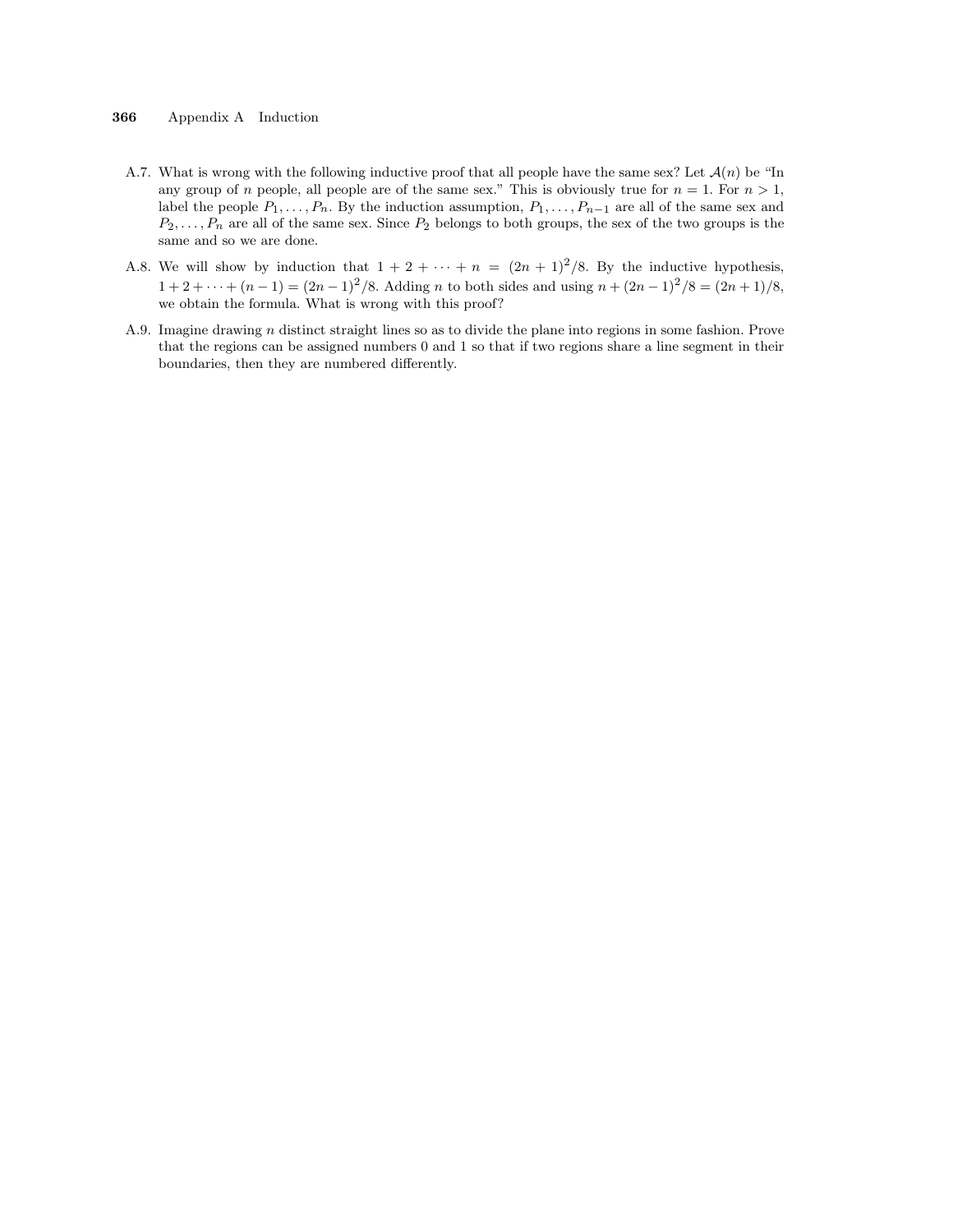A.7. What is wrong with the following inductive proof that all people have the same sex? Let $\mathcal{A}(n)$ be "In any group of $n$ people, all people are of the same sex." This is obviously true for $n = 1$. For $n > 1$, label the people $P_1, \ldots, P_n$. By the induction assumption, $P_1, \ldots, P_{n-1}$ are all of the same sex and $P_2, \ldots, P_n$ are all of the same sex. Since $P_2$ belongs to both groups, the sex of the two groups is the same and so we are done.

A.8. We will show by induction that $1 + 2 + \cdots + n = (2n+1)^2/8$. By the inductive hypothesis, $1 + 2 + \cdots + (n-1) = (2n-1)^2/8$. Adding $n$ to both sides and using $n + (2n-1)^2/8 = (2n+1)/8$, we obtain the formula. What is wrong with this proof?

A.9. Imagine drawing $n$ distinct straight lines so as to divide the plane into regions in some fashion. Prove that the regions can be assigned numbers 0 and 1 so that if two regions share a line segment in their boundaries, then they are numbered differently.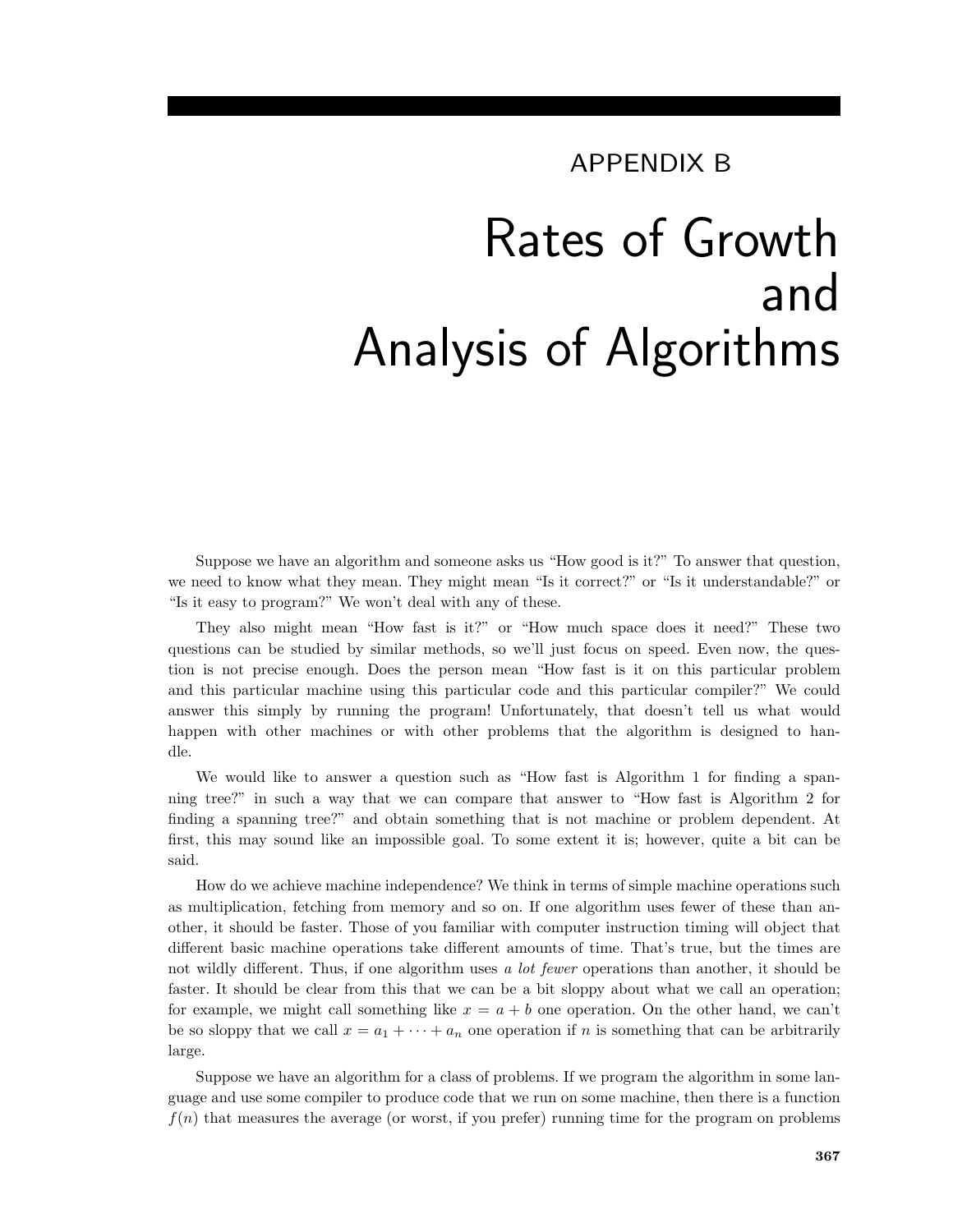# APPENDIX B

# Rates of Growth and Analysis of Algorithms

Suppose we have an algorithm and someone asks us "How good is it?" To answer that question, we need to know what they mean. They might mean "Is it correct?" or "Is it understandable?" or "Is it easy to program?" We won't deal with any of these.

They also might mean "How fast is it?" or "How much space does it need?" These two questions can be studied by similar methods, so we'll just focus on speed. Even now, the question is not precise enough. Does the person mean "How fast is it on this particular problem and this particular machine using this particular code and this particular compiler?" We could answer this simply by running the program! Unfortunately, that doesn't tell us what would happen with other machines or with other problems that the algorithm is designed to handle.

We would like to answer a question such as "How fast is Algorithm 1 for finding a spanning tree?" in such a way that we can compare that answer to "How fast is Algorithm 2 for finding a spanning tree?" and obtain something that is not machine or problem dependent. At first, this may sound like an impossible goal. To some extent it is; however, quite a bit can be said.

How do we achieve machine independence? We think in terms of simple machine operations such as multiplication, fetching from memory and so on. If one algorithm uses fewer of these than another, it should be faster. Those of you familiar with computer instruction timing will object that different basic machine operations take different amounts of time. That's true, but the times are not wildly different. Thus, if one algorithm uses *a lot fewer* operations than another, it should be faster. It should be clear from this that we can be a bit sloppy about what we call an operation; for example, we might call something like $x = a + b$ one operation. On the other hand, we can't be so sloppy that we call $x = a_1 + \cdots + a_n$ one operation if $n$ is something that can be arbitrarily large.

Suppose we have an algorithm for a class of problems. If we program the algorithm in some language and use some compiler to produce code that we run on some machine, then there is a function $f(n)$ that measures the average (or worst, if you prefer) running time for the program on problems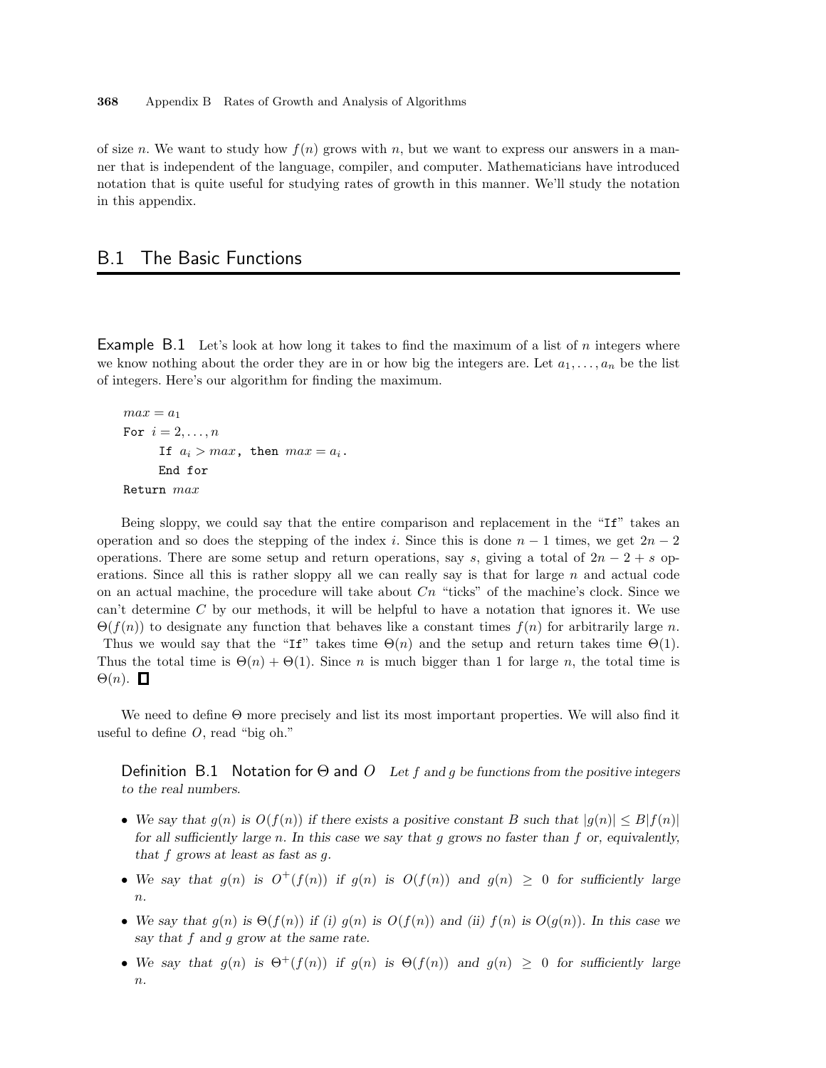of size $n$. We want to study how $f(n)$ grows with $n$, but we want to express our answers in a manner that is independent of the language, compiler, and computer. Mathematicians have introduced notation that is quite useful for studying rates of growth in this manner. We'll study the notation in this appendix.

## B.1 The Basic Functions

**Example B.1** Let's look at how long it takes to find the maximum of a list of $n$ integers where we know nothing about the order they are in or how big the integers are. Let $a_1, \ldots, a_n$ be the list of integers. Here's our algorithm for finding the maximum.

```
max = a_1
For i = 2, ..., n
      If a_i > max, then max = a_i.
      End for
Return max
```

Being sloppy, we could say that the entire comparison and replacement in the "If" takes an operation and so does the stepping of the index $i$. Since this is done $n-1$ times, we get $2n-2$ operations. There are some setup and return operations, say $s$, giving a total of $2n-2+s$ operations. Since all this is rather sloppy all we can really say is that for large $n$ and actual code on an actual machine, the procedure will take about $Cn$ "ticks" of the machine's clock. Since we can't determine $C$ by our methods, it will be helpful to have a notation that ignores it. We use $\Theta(f(n))$ to designate any function that behaves like a constant times $f(n)$ for arbitrarily large $n$. Thus we would say that the "If" takes time $\Theta(n)$ and the setup and return takes time $\Theta(1)$. Thus the total time is $\Theta(n) + \Theta(1)$. Since $n$ is much bigger than 1 for large $n$, the total time is $\Theta(n)$. □

We need to define $\Theta$ more precisely and list its most important properties. We will also find it useful to define $O$, read "big oh."

**Definition B.1 Notation for $\Theta$ and $O$** *Let $f$ and $g$ be functions from the positive integers to the real numbers.*

- *We say that $g(n)$ is $O(f(n))$ if there exists a positive constant $B$ such that $|g(n)| \leq B|f(n)|$ for all sufficiently large $n$. In this case we say that $g$ grows no faster than $f$ or, equivalently, that $f$ grows at least as fast as $g$.*
- *We say that $g(n)$ is $O^+(f(n))$ if $g(n)$ is $O(f(n))$ and $g(n) \geq 0$ for sufficiently large $n$.*
- *We say that $g(n)$ is $\Theta(f(n))$ if (i) $g(n)$ is $O(f(n))$ and (ii) $f(n)$ is $O(g(n))$. In this case we say that $f$ and $g$ grow at the same rate.*
- *We say that $g(n)$ is $\Theta^+(f(n))$ if $g(n)$ is $\Theta(f(n))$ and $g(n) \geq 0$ for sufficiently large $n$.*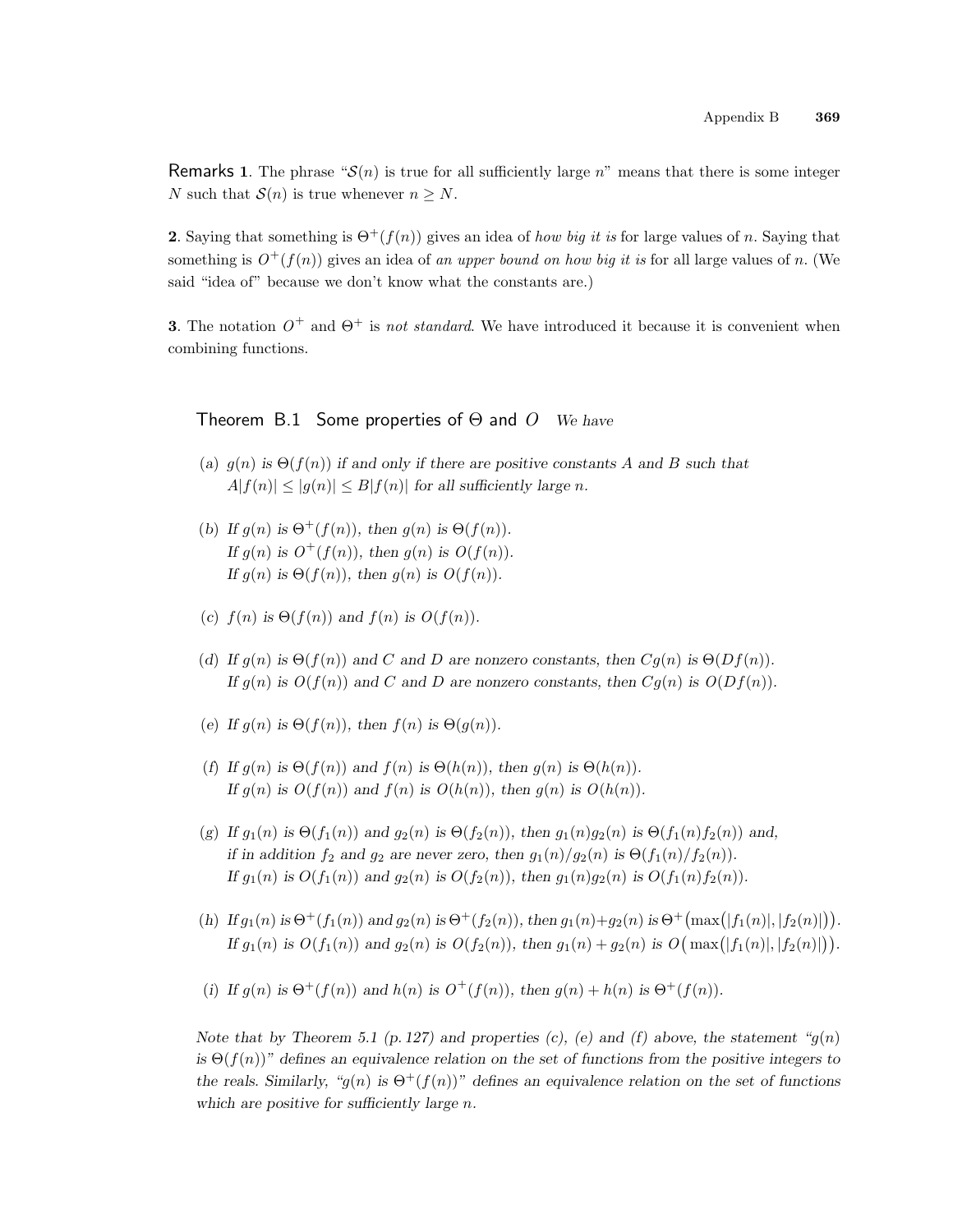**Remarks 1**. The phrase "$\mathcal{S}(n)$ is true for all sufficiently large $n$" means that there is some integer $N$ such that $\mathcal{S}(n)$ is true whenever $n \geq N$.

**2**. Saying that something is $\Theta^+(f(n))$ gives an idea of *how big it is* for large values of $n$. Saying that something is $O^+(f(n))$ gives an idea of *an upper bound on how big it is* for all large values of $n$. (We said "idea of" because we don't know what the constants are.)

**3**. The notation $O^+$ and $\Theta^+$ is *not standard*. We have introduced it because it is convenient when combining functions.

**Theorem B.1 Some properties of $\Theta$ and $O$** *We have*

(a) *$g(n)$ is $\Theta(f(n))$ if and only if there are positive constants $A$ and $B$ such that $A|f(n)| \leq |g(n)| \leq B|f(n)|$ for all sufficiently large $n$.*

(b) *If $g(n)$ is $\Theta^+(f(n))$, then $g(n)$ is $\Theta(f(n))$.*
*If $g(n)$ is $O^+(f(n))$, then $g(n)$ is $O(f(n))$.*
*If $g(n)$ is $\Theta(f(n))$, then $g(n)$ is $O(f(n))$.*

(c) *$f(n)$ is $\Theta(f(n))$ and $f(n)$ is $O(f(n))$.*

(d) *If $g(n)$ is $\Theta(f(n))$ and $C$ and $D$ are nonzero constants, then $Cg(n)$ is $\Theta(Df(n))$.*
*If $g(n)$ is $O(f(n))$ and $C$ and $D$ are nonzero constants, then $Cg(n)$ is $O(Df(n))$.*

(e) *If $g(n)$ is $\Theta(f(n))$, then $f(n)$ is $\Theta(g(n))$.*

(f) *If $g(n)$ is $\Theta(f(n))$ and $f(n)$ is $\Theta(h(n))$, then $g(n)$ is $\Theta(h(n))$.*
*If $g(n)$ is $O(f(n))$ and $f(n)$ is $O(h(n))$, then $g(n)$ is $O(h(n))$.*

(g) *If $g_1(n)$ is $\Theta(f_1(n))$ and $g_2(n)$ is $\Theta(f_2(n))$, then $g_1(n)g_2(n)$ is $\Theta(f_1(n)f_2(n))$ and, if in addition $f_2$ and $g_2$ are never zero, then $g_1(n)/g_2(n)$ is $\Theta(f_1(n)/f_2(n))$.*
*If $g_1(n)$ is $O(f_1(n))$ and $g_2(n)$ is $O(f_2(n))$, then $g_1(n)g_2(n)$ is $O(f_1(n)f_2(n))$.*

(h) *If $g_1(n)$ is $\Theta^+(f_1(n))$ and $g_2(n)$ is $\Theta^+(f_2(n))$, then $g_1(n)+g_2(n)$ is $\Theta^+\big(\max\big(|f_1(n)|, |f_2(n)|\big)\big)$.*
*If $g_1(n)$ is $O(f_1(n))$ and $g_2(n)$ is $O(f_2(n))$, then $g_1(n) + g_2(n)$ is $O\big(\max\big(|f_1(n)|, |f_2(n)|\big)\big)$.*

(i) *If $g(n)$ is $\Theta^+(f(n))$ and $h(n)$ is $O^+(f(n))$, then $g(n) + h(n)$ is $\Theta^+(f(n))$.*

*Note that by Theorem 5.1 (p. 127) and properties (c), (e) and (f) above, the statement "$g(n)$ is $\Theta(f(n))$" defines an equivalence relation on the set of functions from the positive integers to the reals. Similarly, "$g(n)$ is $\Theta^+(f(n))$" defines an equivalence relation on the set of functions which are positive for sufficiently large $n$.*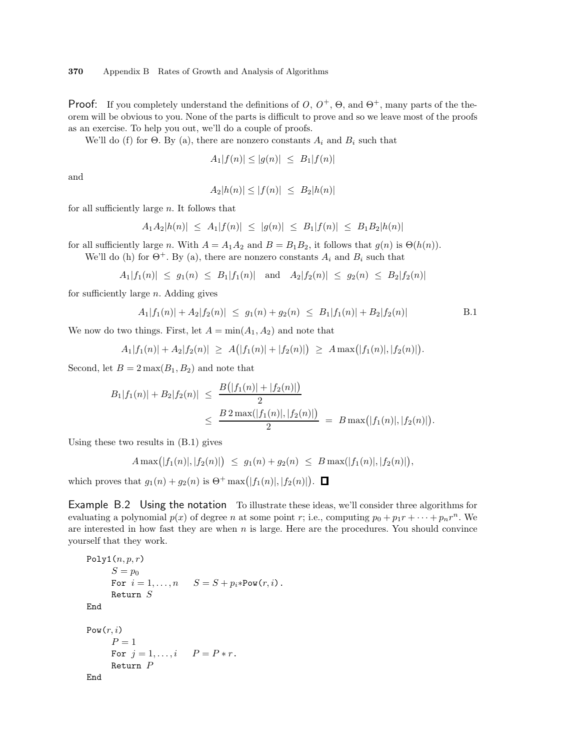**Proof:** If you completely understand the definitions of $O$, $O^+$, $\Theta$, and $\Theta^+$, many parts of the theorem will be obvious to you. None of the parts is difficult to prove and so we leave most of the proofs as an exercise. To help you out, we'll do a couple of proofs.

We'll do (f) for $\Theta$. By (a), there are nonzero constants $A_i$ and $B_i$ such that

$$A_1|f(n)| \le |g(n)| \ \le \ B_1|f(n)|$$

and

$$A_2|h(n)| \le |f(n)| \ \le \ B_2|h(n)|$$

for all sufficiently large $n$. It follows that

$$A_1A_2|h(n)| \ \le \ A_1|f(n)| \ \le \ |g(n)| \ \le \ B_1|f(n)| \ \le \ B_1B_2|h(n)|$$

for all sufficiently large $n$. With $A = A_1A_2$ and $B = B_1B_2$, it follows that $g(n)$ is $\Theta(h(n))$.

We'll do (h) for $\Theta^+$. By (a), there are nonzero constants $A_i$ and $B_i$ such that

$$A_1|f_1(n)| \ \le \ g_1(n) \ \le \ B_1|f_1(n)| \quad \text{and} \quad A_2|f_2(n)| \ \le \ g_2(n) \ \le \ B_2|f_2(n)|$$

for sufficiently large $n$. Adding gives

$$A_1|f_1(n)| + A_2|f_2(n)| \ \le \ g_1(n) + g_2(n) \ \le \ B_1|f_1(n)| + B_2|f_2(n)| \qquad \text{B.1}$$

We now do two things. First, let $A = \min(A_1, A_2)$ and note that

$$A_1|f_1(n)| + A_2|f_2(n)| \ \ge \ A\big(|f_1(n)| + |f_2(n)|\big) \ \ge \ A\max\big(|f_1(n)|, |f_2(n)|\big).$$

Second, let $B = 2\max(B_1, B_2)$ and note that

$$\begin{aligned} B_1|f_1(n)| + B_2|f_2(n)| \ &\le \ \frac{B\big(|f_1(n)| + |f_2(n)|\big)}{2} \\ &\le \ \frac{B\,2\max(|f_1(n)|, |f_2(n)|)}{2} \ = \ B\max\big(|f_1(n)|, |f_2(n)|\big). \end{aligned}$$

Using these two results in (B.1) gives

$$A\max\big(|f_1(n)|, |f_2(n)|\big) \ \le \ g_1(n) + g_2(n) \ \le \ B\max(|f_1(n)|, |f_2(n)|\big),$$

which proves that $g_1(n) + g_2(n)$ is $\Theta^+\max\big(|f_1(n)|, |f_2(n)|\big)$. $\square$

**Example B.2 Using the notation** To illustrate these ideas, we'll consider three algorithms for evaluating a polynomial $p(x)$ of degree $n$ at some point $r$; i.e., computing $p_0 + p_1r + \cdots + p_nr^n$. We are interested in how fast they are when $n$ is large. Here are the procedures. You should convince yourself that they work.

```
Poly1(n, p, r)
    S = p_0
    For i = 1, ..., n    S = S + p_i*Pow(r, i).
    Return S
End

Pow(r, i)
    P = 1
    For j = 1, ..., i    P = P * r.
    Return P
End
```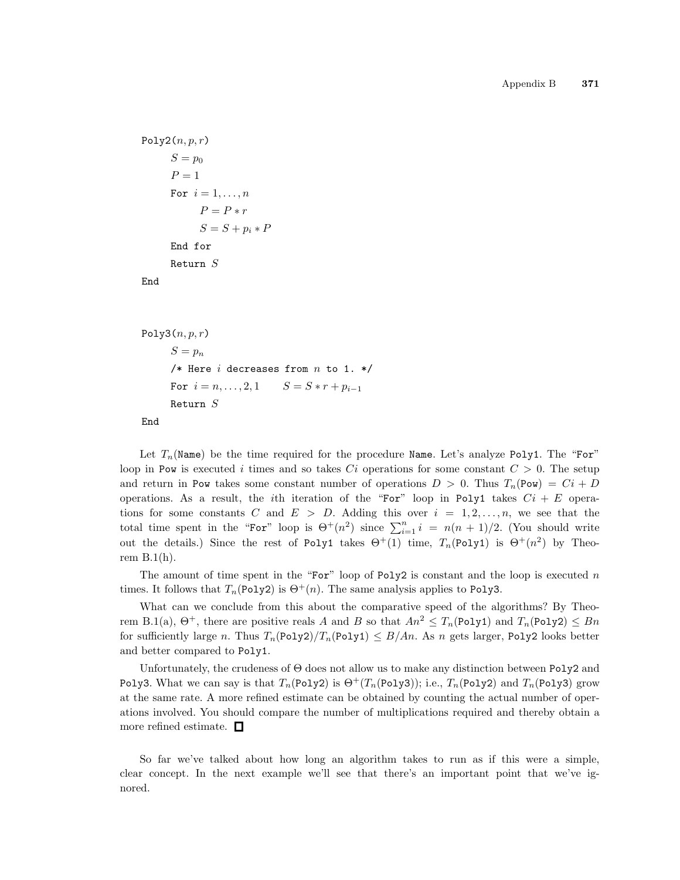```
Poly2(n, p, r)
    S = p_0
    P = 1
    For i = 1, ..., n
        P = P * r
        S = S + p_i * P
    End for
    Return S
End
```

```
Poly3(n, p, r)
    S = p_n
    /* Here i decreases from n to 1. */
    For i = n, ..., 2, 1      S = S * r + p_{i-1}
    Return S
End
```

Let $T_n(\texttt{Name})$ be the time required for the procedure `Name`. Let's analyze `Poly1`. The "`For`" loop in `Pow` is executed $i$ times and so takes $Ci$ operations for some constant $C > 0$. The setup and return in `Pow` takes some constant number of operations $D > 0$. Thus $T_n(\texttt{Pow}) = Ci + D$ operations. As a result, the $i$th iteration of the "`For`" loop in `Poly1` takes $Ci + E$ operations for some constants $C$ and $E > D$. Adding this over $i = 1, 2, \ldots, n$, we see that the total time spent in the "`For`" loop is $\Theta^+(n^2)$ since $\sum_{i=1}^{n} i = n(n+1)/2$. (You should write out the details.) Since the rest of `Poly1` takes $\Theta^+(1)$ time, $T_n(\texttt{Poly1})$ is $\Theta^+(n^2)$ by Theorem B.1(h).

The amount of time spent in the "`For`" loop of `Poly2` is constant and the loop is executed $n$ times. It follows that $T_n(\texttt{Poly2})$ is $\Theta^+(n)$. The same analysis applies to `Poly3`.

What can we conclude from this about the comparative speed of the algorithms? By Theorem B.1(a), $\Theta^+$, there are positive reals $A$ and $B$ so that $An^2 \le T_n(\texttt{Poly1})$ and $T_n(\texttt{Poly2}) \le Bn$ for sufficiently large $n$. Thus $T_n(\texttt{Poly2})/T_n(\texttt{Poly1}) \le B/An$. As $n$ gets larger, `Poly2` looks better and better compared to `Poly1`.

Unfortunately, the crudeness of $\Theta$ does not allow us to make any distinction between `Poly2` and `Poly3`. What we can say is that $T_n(\texttt{Poly2})$ is $\Theta^+(T_n(\texttt{Poly3}))$; i.e., $T_n(\texttt{Poly2})$ and $T_n(\texttt{Poly3})$ grow at the same rate. A more refined estimate can be obtained by counting the actual number of operations involved. You should compare the number of multiplications required and thereby obtain a more refined estimate. □

So far we've talked about how long an algorithm takes to run as if this were a simple, clear concept. In the next example we'll see that there's an important point that we've ignored.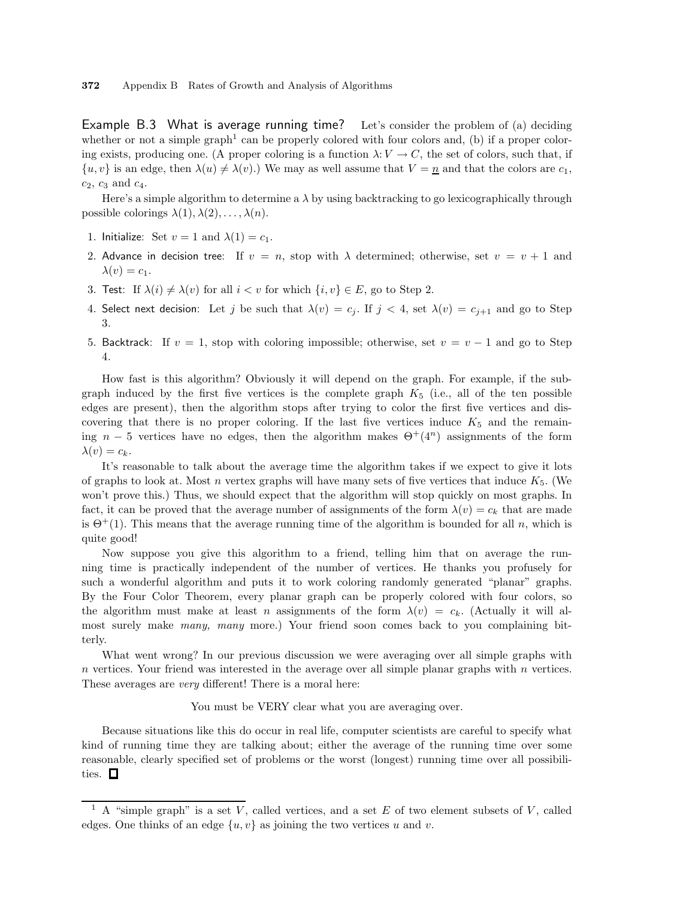**Example B.3 What is average running time?** Let's consider the problem of (a) deciding whether or not a simple graph[1] can be properly colored with four colors and, (b) if a proper coloring exists, producing one. (A proper coloring is a function $\lambda\colon V \to C$, the set of colors, such that, if $\{u, v\}$ is an edge, then $\lambda(u) \neq \lambda(v)$.) We may as well assume that $V = \underline{n}$ and that the colors are $c_1$, $c_2$, $c_3$ and $c_4$.

Here's a simple algorithm to determine a $\lambda$ by using backtracking to go lexicographically through possible colorings $\lambda(1), \lambda(2), \ldots, \lambda(n)$.

1. Initialize: Set $v = 1$ and $\lambda(1) = c_1$.
2. Advance in decision tree: If $v = n$, stop with $\lambda$ determined; otherwise, set $v = v + 1$ and $\lambda(v) = c_1$.
3. Test: If $\lambda(i) \neq \lambda(v)$ for all $i < v$ for which $\{i, v\} \in E$, go to Step 2.
4. Select next decision: Let $j$ be such that $\lambda(v) = c_j$. If $j < 4$, set $\lambda(v) = c_{j+1}$ and go to Step 3.
5. Backtrack: If $v = 1$, stop with coloring impossible; otherwise, set $v = v - 1$ and go to Step 4.

How fast is this algorithm? Obviously it will depend on the graph. For example, if the subgraph induced by the first five vertices is the complete graph $K_5$ (i.e., all of the ten possible edges are present), then the algorithm stops after trying to color the first five vertices and discovering that there is no proper coloring. If the last five vertices induce $K_5$ and the remaining $n - 5$ vertices have no edges, then the algorithm makes $\Theta^+(4^n)$ assignments of the form $\lambda(v) = c_k$.

It's reasonable to talk about the average time the algorithm takes if we expect to give it lots of graphs to look at. Most $n$ vertex graphs will have many sets of five vertices that induce $K_5$. (We won't prove this.) Thus, we should expect that the algorithm will stop quickly on most graphs. In fact, it can be proved that the average number of assignments of the form $\lambda(v) = c_k$ that are made is $\Theta^+(1)$. This means that the average running time of the algorithm is bounded for all $n$, which is quite good!

Now suppose you give this algorithm to a friend, telling him that on average the running time is practically independent of the number of vertices. He thanks you profusely for such a wonderful algorithm and puts it to work coloring randomly generated "planar" graphs. By the Four Color Theorem, every planar graph can be properly colored with four colors, so the algorithm must make at least $n$ assignments of the form $\lambda(v) = c_k$. (Actually it will almost surely make *many, many* more.) Your friend soon comes back to you complaining bitterly.

What went wrong? In our previous discussion we were averaging over all simple graphs with $n$ vertices. Your friend was interested in the average over all simple planar graphs with $n$ vertices. These averages are *very* different! There is a moral here:

You must be VERY clear what you are averaging over.

Because situations like this do occur in real life, computer scientists are careful to specify what kind of running time they are talking about; either the average of the running time over some reasonable, clearly specified set of problems or the worst (longest) running time over all possibilities. □

---

[1] A "simple graph" is a set $V$, called vertices, and a set $E$ of two element subsets of $V$, called edges. One thinks of an edge $\{u, v\}$ as joining the two vertices $u$ and $v$.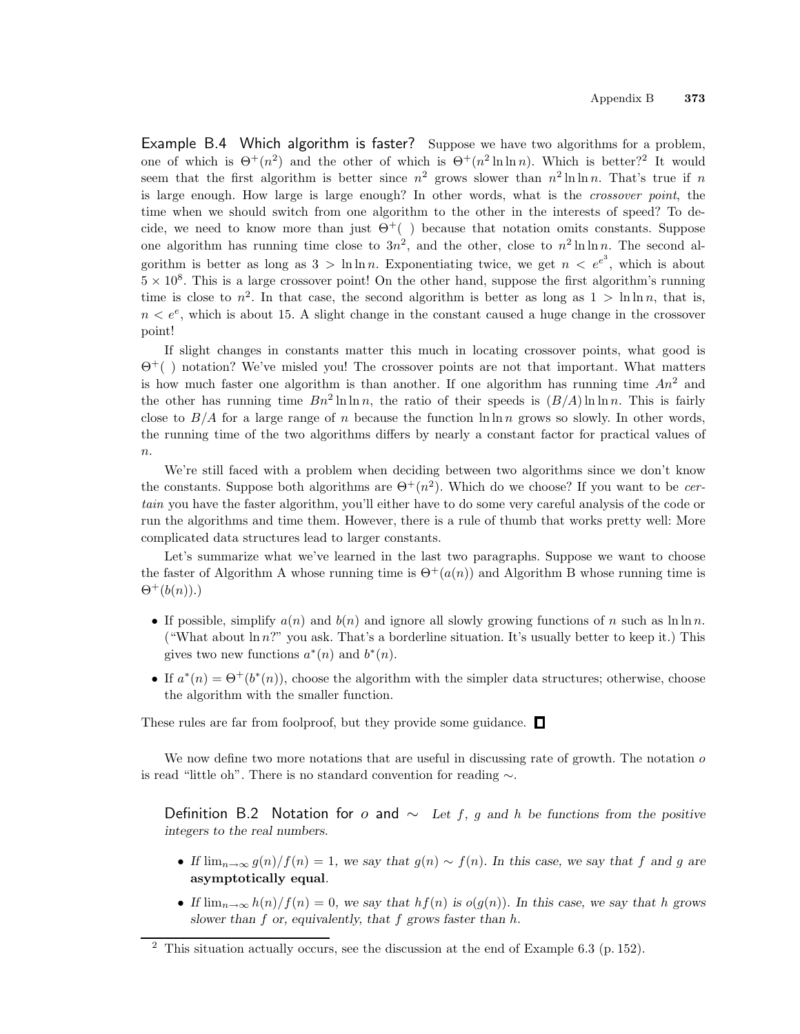**Example B.4 Which algorithm is faster?** Suppose we have two algorithms for a problem, one of which is $\Theta^+(n^2)$ and the other of which is $\Theta^+(n^2 \ln\ln n)$. Which is better?[2] It would seem that the first algorithm is better since $n^2$ grows slower than $n^2 \ln\ln n$. That's true if $n$ is large enough. How large is large enough? In other words, what is the *crossover point*, the time when we should switch from one algorithm to the other in the interests of speed? To decide, we need to know more than just $\Theta^+(\ )$ because that notation omits constants. Suppose one algorithm has running time close to $3n^2$, and the other, close to $n^2 \ln\ln n$. The second algorithm is better as long as $3 > \ln\ln n$. Exponentiating twice, we get $n < e^{e^3}$, which is about $5 \times 10^8$. This is a large crossover point! On the other hand, suppose the first algorithm's running time is close to $n^2$. In that case, the second algorithm is better as long as $1 > \ln\ln n$, that is, $n < e^e$, which is about 15. A slight change in the constant caused a huge change in the crossover point!

If slight changes in constants matter this much in locating crossover points, what good is $\Theta^+(\ )$ notation? We've misled you! The crossover points are not that important. What matters is how much faster one algorithm is than another. If one algorithm has running time $An^2$ and the other has running time $Bn^2 \ln\ln n$, the ratio of their speeds is $(B/A)\ln\ln n$. This is fairly close to $B/A$ for a large range of $n$ because the function $\ln\ln n$ grows so slowly. In other words, the running time of the two algorithms differs by nearly a constant factor for practical values of $n$.

We're still faced with a problem when deciding between two algorithms since we don't know the constants. Suppose both algorithms are $\Theta^+(n^2)$. Which do we choose? If you want to be *certain* you have the faster algorithm, you'll either have to do some very careful analysis of the code or run the algorithms and time them. However, there is a rule of thumb that works pretty well: More complicated data structures lead to larger constants.

Let's summarize what we've learned in the last two paragraphs. Suppose we want to choose the faster of Algorithm A whose running time is $\Theta^+(a(n))$ and Algorithm B whose running time is $\Theta^+(b(n))$.)

- If possible, simplify $a(n)$ and $b(n)$ and ignore all slowly growing functions of $n$ such as $\ln\ln n$. ("What about $\ln n$?" you ask. That's a borderline situation. It's usually better to keep it.) This gives two new functions $a^*(n)$ and $b^*(n)$.
- If $a^*(n) = \Theta^+(b^*(n))$, choose the algorithm with the simpler data structures; otherwise, choose the algorithm with the smaller function.

These rules are far from foolproof, but they provide some guidance. □

We now define two more notations that are useful in discussing rate of growth. The notation $o$ is read "little oh". There is no standard convention for reading $\sim$.

**Definition B.2 Notation for $o$ and $\sim$** *Let $f$, $g$ and $h$ be functions from the positive integers to the real numbers.*

- *If $\lim_{n\to\infty} g(n)/f(n) = 1$, we say that $g(n) \sim f(n)$. In this case, we say that $f$ and $g$ are* **asymptotically equal**.
- *If $\lim_{n\to\infty} h(n)/f(n) = 0$, we say that $hf(n)$ is $o(g(n))$. In this case, we say that $h$ grows slower than $f$ or, equivalently, that $f$ grows faster than $h$.*

[2] This situation actually occurs, see the discussion at the end of Example 6.3 (p. 152).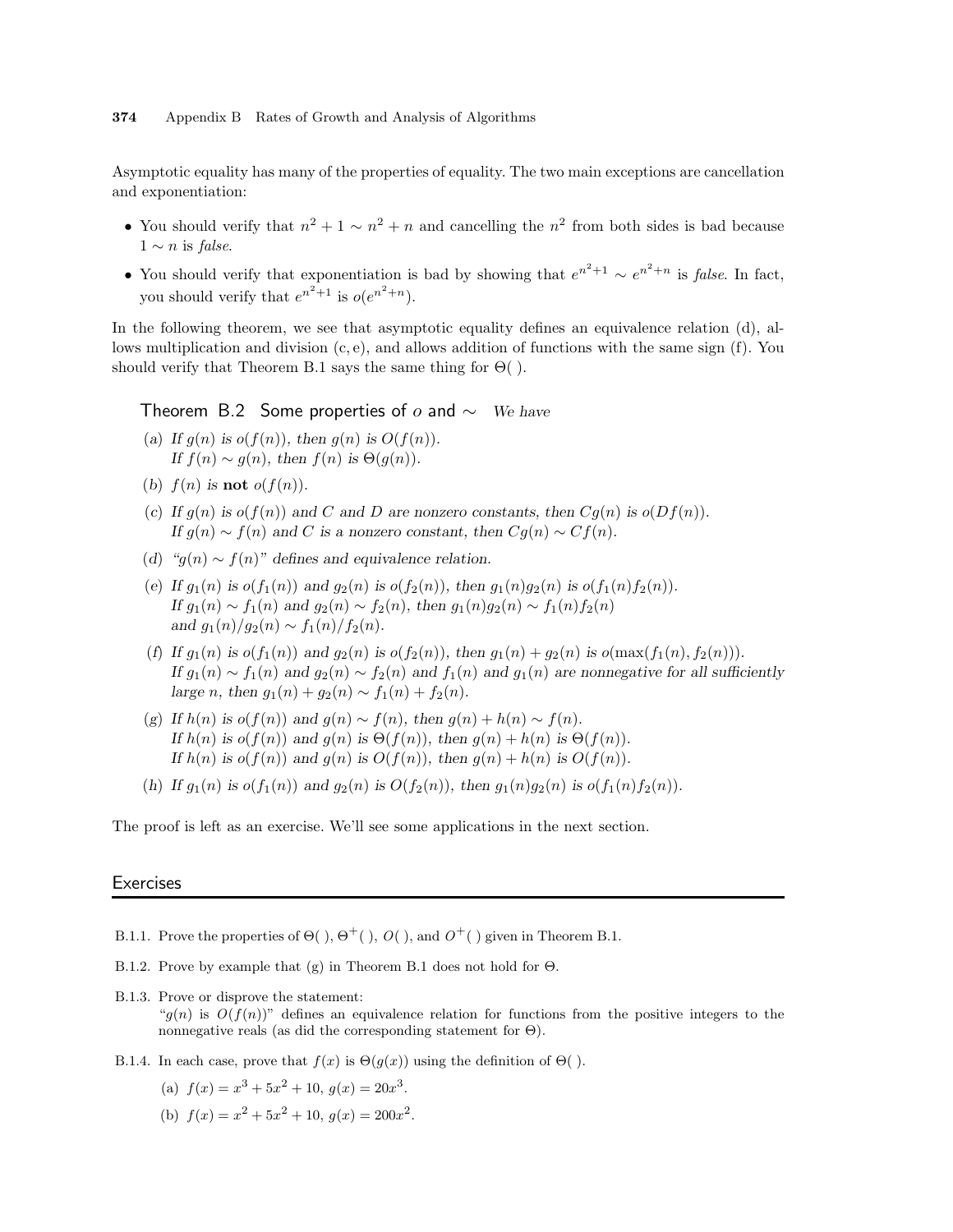Asymptotic equality has many of the properties of equality. The two main exceptions are cancellation and exponentiation:

- You should verify that $n^2+1 \sim n^2+n$ and cancelling the $n^2$ from both sides is bad because $1 \sim n$ is *false*.
- You should verify that exponentiation is bad by showing that $e^{n^2+1} \sim e^{n^2+n}$ is *false*. In fact, you should verify that $e^{n^2+1}$ is $o(e^{n^2+n})$.

In the following theorem, we see that asymptotic equality defines an equivalence relation (d), allows multiplication and division (c, e), and allows addition of functions with the same sign (f). You should verify that Theorem B.1 says the same thing for $\Theta(\,)$.

**Theorem B.2 Some properties of $o$ and $\sim$** *We have*

(a) *If $g(n)$ is $o(f(n))$, then $g(n)$ is $O(f(n))$.*
*If $f(n) \sim g(n)$, then $f(n)$ is $\Theta(g(n))$.*

(b) *$f(n)$ is* **not** *$o(f(n))$.*

(c) *If $g(n)$ is $o(f(n))$ and $C$ and $D$ are nonzero constants, then $Cg(n)$ is $o(Df(n))$.*
*If $g(n) \sim f(n)$ and $C$ is a nonzero constant, then $Cg(n) \sim Cf(n)$.*

(d) *"$g(n) \sim f(n)$" defines and equivalence relation.*

(e) *If $g_1(n)$ is $o(f_1(n))$ and $g_2(n)$ is $o(f_2(n))$, then $g_1(n)g_2(n)$ is $o(f_1(n)f_2(n))$.*
*If $g_1(n) \sim f_1(n)$ and $g_2(n) \sim f_2(n)$, then $g_1(n)g_2(n) \sim f_1(n)f_2(n)$ and $g_1(n)/g_2(n) \sim f_1(n)/f_2(n)$.*

(f) *If $g_1(n)$ is $o(f_1(n))$ and $g_2(n)$ is $o(f_2(n))$, then $g_1(n) + g_2(n)$ is $o(\max(f_1(n), f_2(n)))$.*
*If $g_1(n) \sim f_1(n)$ and $g_2(n) \sim f_2(n)$ and $f_1(n)$ and $g_1(n)$ are nonnegative for all sufficiently large $n$, then $g_1(n) + g_2(n) \sim f_1(n) + f_2(n)$.*

(g) *If $h(n)$ is $o(f(n))$ and $g(n) \sim f(n)$, then $g(n) + h(n) \sim f(n)$.*
*If $h(n)$ is $o(f(n))$ and $g(n)$ is $\Theta(f(n))$, then $g(n) + h(n)$ is $\Theta(f(n))$.*
*If $h(n)$ is $o(f(n))$ and $g(n)$ is $O(f(n))$, then $g(n) + h(n)$ is $O(f(n))$.*

(h) *If $g_1(n)$ is $o(f_1(n))$ and $g_2(n)$ is $O(f_2(n))$, then $g_1(n)g_2(n)$ is $o(f_1(n)f_2(n))$.*

The proof is left as an exercise. We'll see some applications in the next section.

## Exercises

B.1.1. Prove the properties of $\Theta(\,)$, $\Theta^+(\,)$, $O(\,)$, and $O^+(\,)$ given in Theorem B.1.

B.1.2. Prove by example that (g) in Theorem B.1 does not hold for $\Theta$.

B.1.3. Prove or disprove the statement:
"$g(n)$ is $O(f(n))$" defines an equivalence relation for functions from the positive integers to the nonnegative reals (as did the corresponding statement for $\Theta$).

B.1.4. In each case, prove that $f(x)$ is $\Theta(g(x))$ using the definition of $\Theta(\,)$.

(a) $f(x) = x^3 + 5x^2 + 10$, $g(x) = 20x^3$.

(b) $f(x) = x^2 + 5x^2 + 10$, $g(x) = 200x^2$.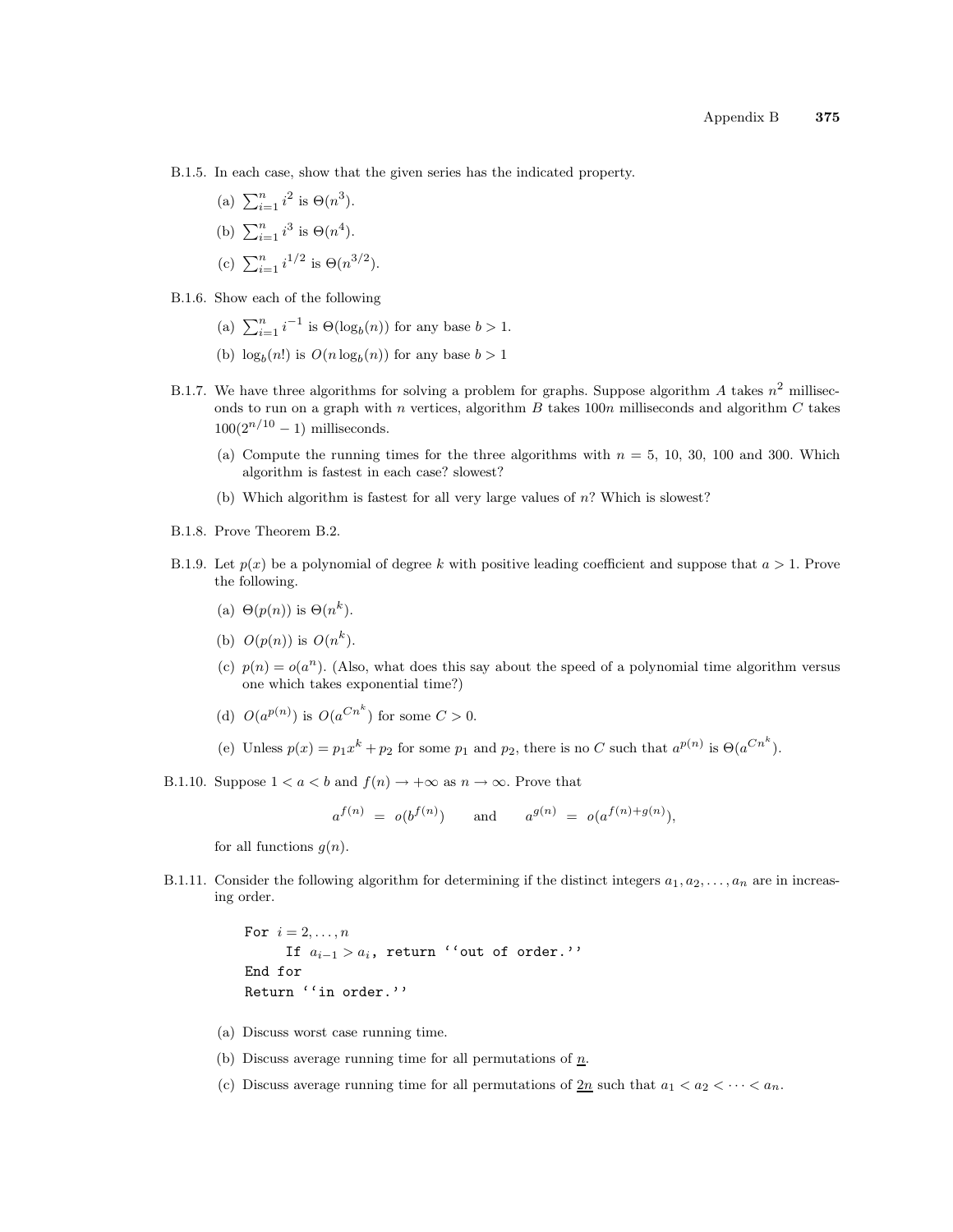B.1.5. In each case, show that the given series has the indicated property.

(a) $\sum_{i=1}^{n} i^2$ is $\Theta(n^3)$.

(b) $\sum_{i=1}^{n} i^3$ is $\Theta(n^4)$.

(c) $\sum_{i=1}^{n} i^{1/2}$ is $\Theta(n^{3/2})$.

B.1.6. Show each of the following

(a) $\sum_{i=1}^{n} i^{-1}$ is $\Theta(\log_b(n))$ for any base $b > 1$.

(b) $\log_b(n!)$ is $O(n \log_b(n))$ for any base $b > 1$

B.1.7. We have three algorithms for solving a problem for graphs. Suppose algorithm $A$ takes $n^2$ milliseconds to run on a graph with $n$ vertices, algorithm $B$ takes $100n$ milliseconds and algorithm $C$ takes $100(2^{n/10} - 1)$ milliseconds.

(a) Compute the running times for the three algorithms with $n = 5$, 10, 30, 100 and 300. Which algorithm is fastest in each case? slowest?

(b) Which algorithm is fastest for all very large values of $n$? Which is slowest?

B.1.8. Prove Theorem B.2.

B.1.9. Let $p(x)$ be a polynomial of degree $k$ with positive leading coefficient and suppose that $a > 1$. Prove the following.

(a) $\Theta(p(n))$ is $\Theta(n^k)$.

(b) $O(p(n))$ is $O(n^k)$.

(c) $p(n) = o(a^n)$. (Also, what does this say about the speed of a polynomial time algorithm versus one which takes exponential time?)

(d) $O(a^{p(n)})$ is $O(a^{Cn^k})$ for some $C > 0$.

(e) Unless $p(x) = p_1 x^k + p_2$ for some $p_1$ and $p_2$, there is no $C$ such that $a^{p(n)}$ is $\Theta(a^{Cn^k})$.

B.1.10. Suppose $1 < a < b$ and $f(n) \to +\infty$ as $n \to \infty$. Prove that

$$a^{f(n)} = o(b^{f(n)}) \qquad \text{and} \qquad a^{g(n)} = o(a^{f(n)+g(n)}),$$

for all functions $g(n)$.

B.1.11. Consider the following algorithm for determining if the distinct integers $a_1, a_2, \ldots, a_n$ are in increasing order.

```
For i = 2,...,n
     If a_{i-1} > a_i, return ''out of order.''
End for
Return ''in order.''
```

(a) Discuss worst case running time.

(b) Discuss average running time for all permutations of $\underline{n}$.

(c) Discuss average running time for all permutations of $\underline{2n}$ such that $a_1 < a_2 < \cdots < a_n$.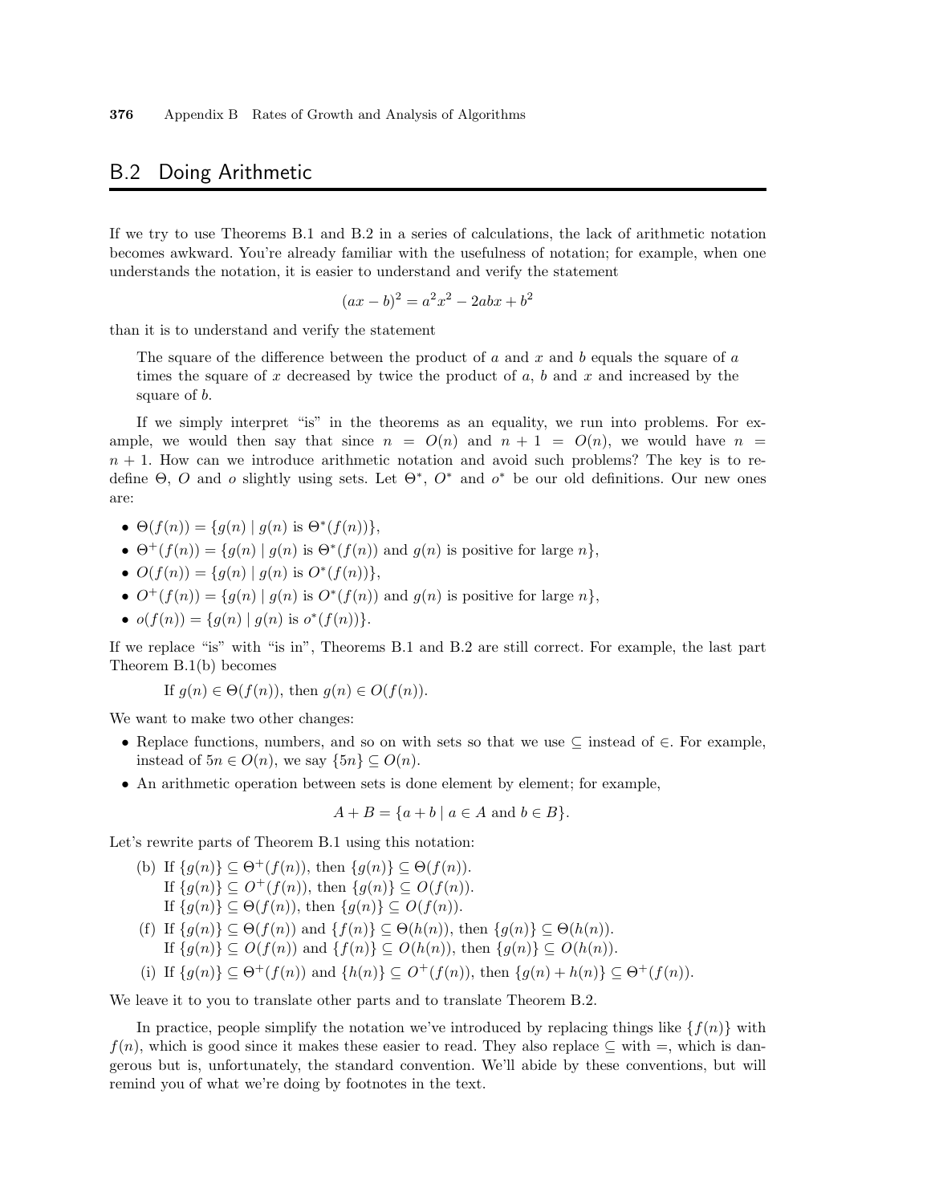## B.2 Doing Arithmetic

If we try to use Theorems B.1 and B.2 in a series of calculations, the lack of arithmetic notation becomes awkward. You're already familiar with the usefulness of notation; for example, when one understands the notation, it is easier to understand and verify the statement

$$(ax - b)^2 = a^2x^2 - 2abx + b^2$$

than it is to understand and verify the statement

> The square of the difference between the product of $a$ and $x$ and $b$ equals the square of $a$ times the square of $x$ decreased by twice the product of $a$, $b$ and $x$ and increased by the square of $b$.

If we simply interpret "is" in the theorems as an equality, we run into problems. For example, we would then say that since $n = O(n)$ and $n + 1 = O(n)$, we would have $n = n + 1$. How can we introduce arithmetic notation and avoid such problems? The key is to redefine $\Theta$, $O$ and $o$ slightly using sets. Let $\Theta^*$, $O^*$ and $o^*$ be our old definitions. Our new ones are:

- $\Theta(f(n)) = \{g(n) \mid g(n) \text{ is } \Theta^*(f(n))\}$,
- $\Theta^+(f(n)) = \{g(n) \mid g(n) \text{ is } \Theta^*(f(n)) \text{ and } g(n) \text{ is positive for large } n\}$,
- $O(f(n)) = \{g(n) \mid g(n) \text{ is } O^*(f(n))\}$,
- $O^+(f(n)) = \{g(n) \mid g(n) \text{ is } O^*(f(n)) \text{ and } g(n) \text{ is positive for large } n\}$,
- $o(f(n)) = \{g(n) \mid g(n) \text{ is } o^*(f(n))\}$.

If we replace "is" with "is in", Theorems B.1 and B.2 are still correct. For example, the last part Theorem B.1(b) becomes

If $g(n) \in \Theta(f(n))$, then $g(n) \in O(f(n))$.

We want to make two other changes:

- Replace functions, numbers, and so on with sets so that we use $\subseteq$ instead of $\in$. For example, instead of $5n \in O(n)$, we say $\{5n\} \subseteq O(n)$.
- An arithmetic operation between sets is done element by element; for example,

$$A + B = \{a + b \mid a \in A \text{ and } b \in B\}.$$

Let's rewrite parts of Theorem B.1 using this notation:

(b) If $\{g(n)\} \subseteq \Theta^+(f(n))$, then $\{g(n)\} \subseteq \Theta(f(n))$.
If $\{g(n)\} \subseteq O^+(f(n))$, then $\{g(n)\} \subseteq O(f(n))$.
If $\{g(n)\} \subseteq \Theta(f(n))$, then $\{g(n)\} \subseteq O(f(n))$.

(f) If $\{g(n)\} \subseteq \Theta(f(n))$ and $\{f(n)\} \subseteq \Theta(h(n))$, then $\{g(n)\} \subseteq \Theta(h(n))$.
If $\{g(n)\} \subseteq O(f(n))$ and $\{f(n)\} \subseteq O(h(n))$, then $\{g(n)\} \subseteq O(h(n))$.

(i) If $\{g(n)\} \subseteq \Theta^+(f(n))$ and $\{h(n)\} \subseteq O^+(f(n))$, then $\{g(n) + h(n)\} \subseteq \Theta^+(f(n))$.

We leave it to you to translate other parts and to translate Theorem B.2.

In practice, people simplify the notation we've introduced by replacing things like $\{f(n)\}$ with $f(n)$, which is good since it makes these easier to read. They also replace $\subseteq$ with $=$, which is dangerous but is, unfortunately, the standard convention. We'll abide by these conventions, but will remind you of what we're doing by footnotes in the text.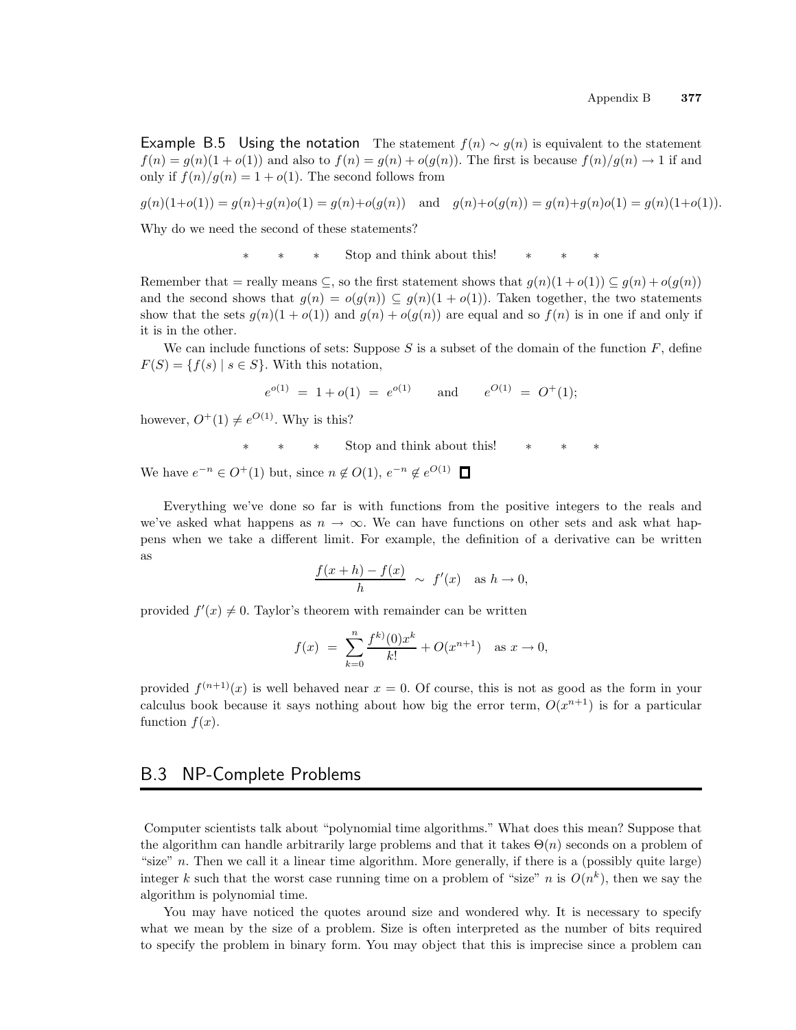**Example B.5 Using the notation** The statement $f(n) \sim g(n)$ is equivalent to the statement $f(n) = g(n)(1 + o(1))$ and also to $f(n) = g(n) + o(g(n))$. The first is because $f(n)/g(n) \to 1$ if and only if $f(n)/g(n) = 1 + o(1)$. The second follows from

$$g(n)(1+o(1)) = g(n)+g(n)o(1) = g(n)+o(g(n)) \quad \text{and} \quad g(n)+o(g(n)) = g(n)+g(n)o(1) = g(n)(1+o(1)).$$

Why do we need the second of these statements?

\* \* \* Stop and think about this! \* \* \*

Remember that $=$ really means $\subseteq$, so the first statement shows that $g(n)(1 + o(1)) \subseteq g(n) + o(g(n))$ and the second shows that $g(n) = o(g(n)) \subseteq g(n)(1 + o(1))$. Taken together, the two statements show that the sets $g(n)(1 + o(1))$ and $g(n) + o(g(n))$ are equal and so $f(n)$ is in one if and only if it is in the other.

We can include functions of sets: Suppose $S$ is a subset of the domain of the function $F$, define $F(S) = \{f(s) \mid s \in S\}$. With this notation,

$$e^{o(1)} \;=\; 1 + o(1) \;=\; e^{o(1)} \qquad \text{and} \qquad e^{O(1)} \;=\; O^{+}(1);$$

however, $O^{+}(1) \neq e^{O(1)}$. Why is this?

\* \* \* Stop and think about this! \* \* \*

We have $e^{-n} \in O^{+}(1)$ but, since $n \notin O(1)$, $e^{-n} \notin e^{O(1)}$ □

Everything we've done so far is with functions from the positive integers to the reals and we've asked what happens as $n \to \infty$. We can have functions on other sets and ask what happens when we take a different limit. For example, the definition of a derivative can be written as

$$\frac{f(x+h) - f(x)}{h} \;\sim\; f'(x) \quad \text{as } h \to 0,$$

provided $f'(x) \neq 0$. Taylor's theorem with remainder can be written

$$f(x) \;=\; \sum_{k=0}^{n} \frac{f^{k)}(0)x^k}{k!} + O(x^{n+1}) \quad \text{as } x \to 0,$$

provided $f^{(n+1)}(x)$ is well behaved near $x = 0$. Of course, this is not as good as the form in your calculus book because it says nothing about how big the error term, $O(x^{n+1})$ is for a particular function $f(x)$.

## B.3 NP-Complete Problems

Computer scientists talk about "polynomial time algorithms." What does this mean? Suppose that the algorithm can handle arbitrarily large problems and that it takes $\Theta(n)$ seconds on a problem of "size" $n$. Then we call it a linear time algorithm. More generally, if there is a (possibly quite large) integer $k$ such that the worst case running time on a problem of "size" $n$ is $O(n^k)$, then we say the algorithm is polynomial time.

You may have noticed the quotes around size and wondered why. It is necessary to specify what we mean by the size of a problem. Size is often interpreted as the number of bits required to specify the problem in binary form. You may object that this is imprecise since a problem can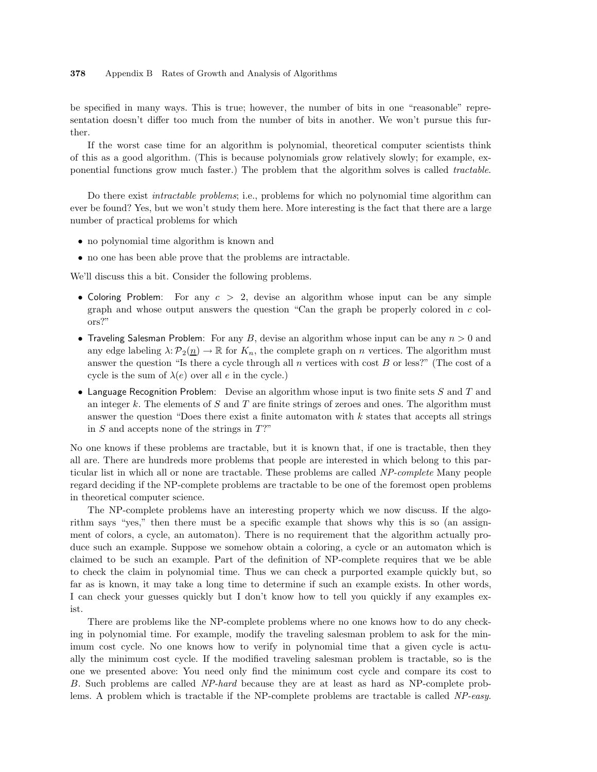be specified in many ways. This is true; however, the number of bits in one "reasonable" representation doesn't differ too much from the number of bits in another. We won't pursue this further.

If the worst case time for an algorithm is polynomial, theoretical computer scientists think of this as a good algorithm. (This is because polynomials grow relatively slowly; for example, exponential functions grow much faster.) The problem that the algorithm solves is called *tractable*.

Do there exist *intractable problems*; i.e., problems for which no polynomial time algorithm can ever be found? Yes, but we won't study them here. More interesting is the fact that there are a large number of practical problems for which

- no polynomial time algorithm is known and
- no one has been able prove that the problems are intractable.

We'll discuss this a bit. Consider the following problems.

- Coloring Problem: For any $c > 2$, devise an algorithm whose input can be any simple graph and whose output answers the question "Can the graph be properly colored in $c$ colors?"
- Traveling Salesman Problem: For any $B$, devise an algorithm whose input can be any $n > 0$ and any edge labeling $\lambda \colon \mathcal{P}_2(\underline{n}) \to \mathbb{R}$ for $K_n$, the complete graph on $n$ vertices. The algorithm must answer the question "Is there a cycle through all $n$ vertices with cost $B$ or less?" (The cost of a cycle is the sum of $\lambda(e)$ over all $e$ in the cycle.)
- Language Recognition Problem: Devise an algorithm whose input is two finite sets $S$ and $T$ and an integer $k$. The elements of $S$ and $T$ are finite strings of zeroes and ones. The algorithm must answer the question "Does there exist a finite automaton with $k$ states that accepts all strings in $S$ and accepts none of the strings in $T$?"

No one knows if these problems are tractable, but it is known that, if one is tractable, then they all are. There are hundreds more problems that people are interested in which belong to this particular list in which all or none are tractable. These problems are called *NP-complete* Many people regard deciding if the NP-complete problems are tractable to be one of the foremost open problems in theoretical computer science.

The NP-complete problems have an interesting property which we now discuss. If the algorithm says "yes," then there must be a specific example that shows why this is so (an assignment of colors, a cycle, an automaton). There is no requirement that the algorithm actually produce such an example. Suppose we somehow obtain a coloring, a cycle or an automaton which is claimed to be such an example. Part of the definition of NP-complete requires that we be able to check the claim in polynomial time. Thus we can check a purported example quickly but, so far as is known, it may take a long time to determine if such an example exists. In other words, I can check your guesses quickly but I don't know how to tell you quickly if any examples exist.

There are problems like the NP-complete problems where no one knows how to do any checking in polynomial time. For example, modify the traveling salesman problem to ask for the minimum cost cycle. No one knows how to verify in polynomial time that a given cycle is actually the minimum cost cycle. If the modified traveling salesman problem is tractable, so is the one we presented above: You need only find the minimum cost cycle and compare its cost to $B$. Such problems are called *NP-hard* because they are at least as hard as NP-complete problems. A problem which is tractable if the NP-complete problems are tractable is called *NP-easy*.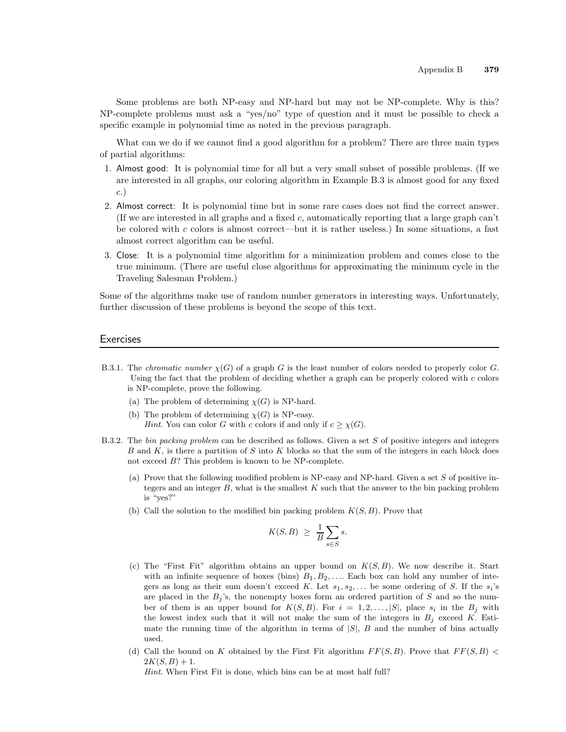Some problems are both NP-easy and NP-hard but may not be NP-complete. Why is this? NP-complete problems must ask a "yes/no" type of question and it must be possible to check a specific example in polynomial time as noted in the previous paragraph.

What can we do if we cannot find a good algorithm for a problem? There are three main types of partial algorithms:

1. Almost good: It is polynomial time for all but a very small subset of possible problems. (If we are interested in all graphs, our coloring algorithm in Example B.3 is almost good for any fixed $c$.)
2. Almost correct: It is polynomial time but in some rare cases does not find the correct answer. (If we are interested in all graphs and a fixed $c$, automatically reporting that a large graph can't be colored with $c$ colors is almost correct—but it is rather useless.) In some situations, a fast almost correct algorithm can be useful.
3. Close: It is a polynomial time algorithm for a minimization problem and comes close to the true minimum. (There are useful close algorithms for approximating the minimum cycle in the Traveling Salesman Problem.)

Some of the algorithms make use of random number generators in interesting ways. Unfortunately, further discussion of these problems is beyond the scope of this text.

## Exercises

B.3.1. The *chromatic number* $\chi(G)$ of a graph $G$ is the least number of colors needed to properly color $G$. Using the fact that the problem of deciding whether a graph can be properly colored with $c$ colors is NP-complete, prove the following.

(a) The problem of determining $\chi(G)$ is NP-hard.

(b) The problem of determining $\chi(G)$ is NP-easy.
*Hint.* You can color $G$ with $c$ colors if and only if $c \geq \chi(G)$.

B.3.2. The *bin packing problem* can be described as follows. Given a set $S$ of positive integers and integers $B$ and $K$, is there a partition of $S$ into $K$ blocks so that the sum of the integers in each block does not exceed $B$? This problem is known to be NP-complete.

(a) Prove that the following modified problem is NP-easy and NP-hard. Given a set $S$ of positive integers and an integer $B$, what is the smallest $K$ such that the answer to the bin packing problem is "yes?"

(b) Call the solution to the modified bin packing problem $K(S, B)$. Prove that

$$K(S,B) \ \geq \ \frac{1}{B}\sum_{s\in S} s.$$

(c) The "First Fit" algorithm obtains an upper bound on $K(S, B)$. We now describe it. Start with an infinite sequence of boxes (bins) $B_1, B_2, \ldots$. Each box can hold any number of integers as long as their sum doesn't exceed $K$. Let $s_1, s_2, \ldots$ be some ordering of $S$. If the $s_i$'s are placed in the $B_j$'s, the nonempty boxes form an ordered partition of $S$ and so the number of them is an upper bound for $K(S, B)$. For $i = 1, 2, \ldots, |S|$, place $s_i$ in the $B_j$ with the lowest index such that it will not make the sum of the integers in $B_j$ exceed $K$. Estimate the running time of the algorithm in terms of $|S|$, $B$ and the number of bins actually used.

(d) Call the bound on $K$ obtained by the First Fit algorithm $FF(S, B)$. Prove that $FF(S, B) < 2K(S, B) + 1$.
*Hint.* When First Fit is done, which bins can be at most half full?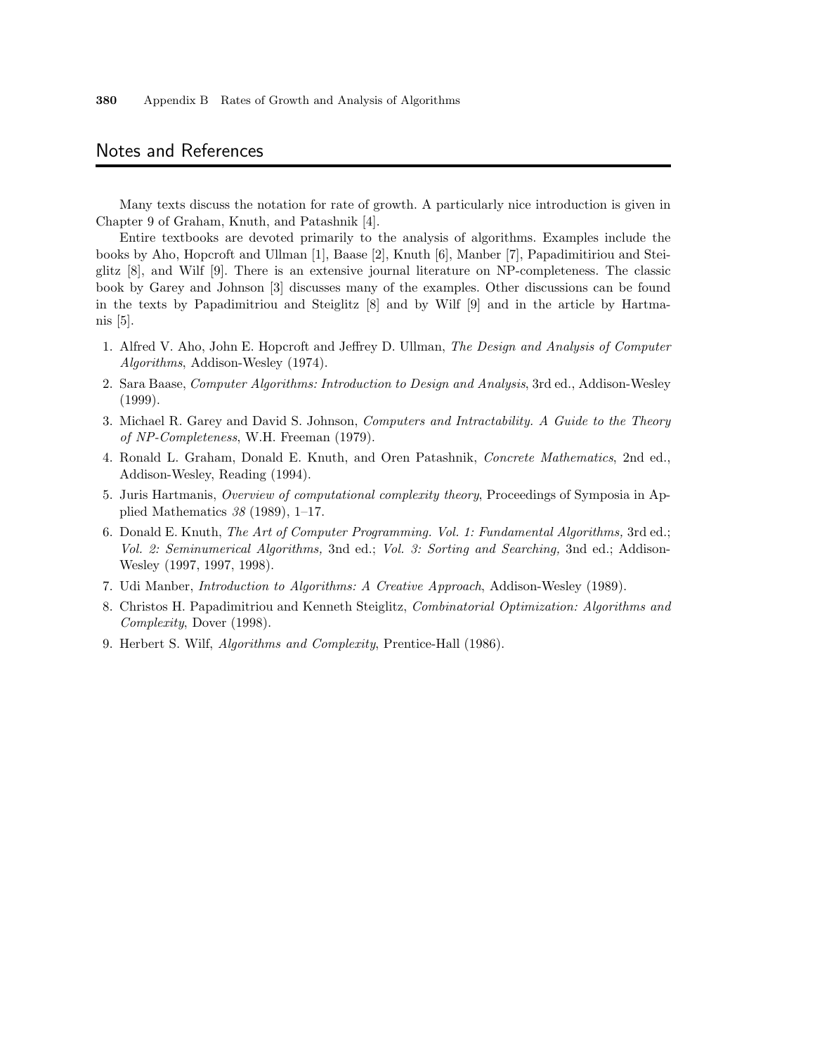## Notes and References

Many texts discuss the notation for rate of growth. A particularly nice introduction is given in Chapter 9 of Graham, Knuth, and Patashnik [4].

Entire textbooks are devoted primarily to the analysis of algorithms. Examples include the books by Aho, Hopcroft and Ullman [1], Baase [2], Knuth [6], Manber [7], Papadimitiriou and Steiglitz [8], and Wilf [9]. There is an extensive journal literature on NP-completeness. The classic book by Garey and Johnson [3] discusses many of the examples. Other discussions can be found in the texts by Papadimitriou and Steiglitz [8] and by Wilf [9] and in the article by Hartmanis [5].

1. Alfred V. Aho, John E. Hopcroft and Jeffrey D. Ullman, *The Design and Analysis of Computer Algorithms*, Addison-Wesley (1974).
2. Sara Baase, *Computer Algorithms: Introduction to Design and Analysis*, 3rd ed., Addison-Wesley (1999).
3. Michael R. Garey and David S. Johnson, *Computers and Intractability. A Guide to the Theory of NP-Completeness*, W.H. Freeman (1979).
4. Ronald L. Graham, Donald E. Knuth, and Oren Patashnik, *Concrete Mathematics*, 2nd ed., Addison-Wesley, Reading (1994).
5. Juris Hartmanis, *Overview of computational complexity theory*, Proceedings of Symposia in Applied Mathematics *38* (1989), 1–17.
6. Donald E. Knuth, *The Art of Computer Programming. Vol. 1: Fundamental Algorithms,* 3rd ed.; *Vol. 2: Seminumerical Algorithms,* 3nd ed.; *Vol. 3: Sorting and Searching,* 3nd ed.; Addison-Wesley (1997, 1997, 1998).
7. Udi Manber, *Introduction to Algorithms: A Creative Approach*, Addison-Wesley (1989).
8. Christos H. Papadimitriou and Kenneth Steiglitz, *Combinatorial Optimization: Algorithms and Complexity*, Dover (1998).
9. Herbert S. Wilf, *Algorithms and Complexity*, Prentice-Hall (1986).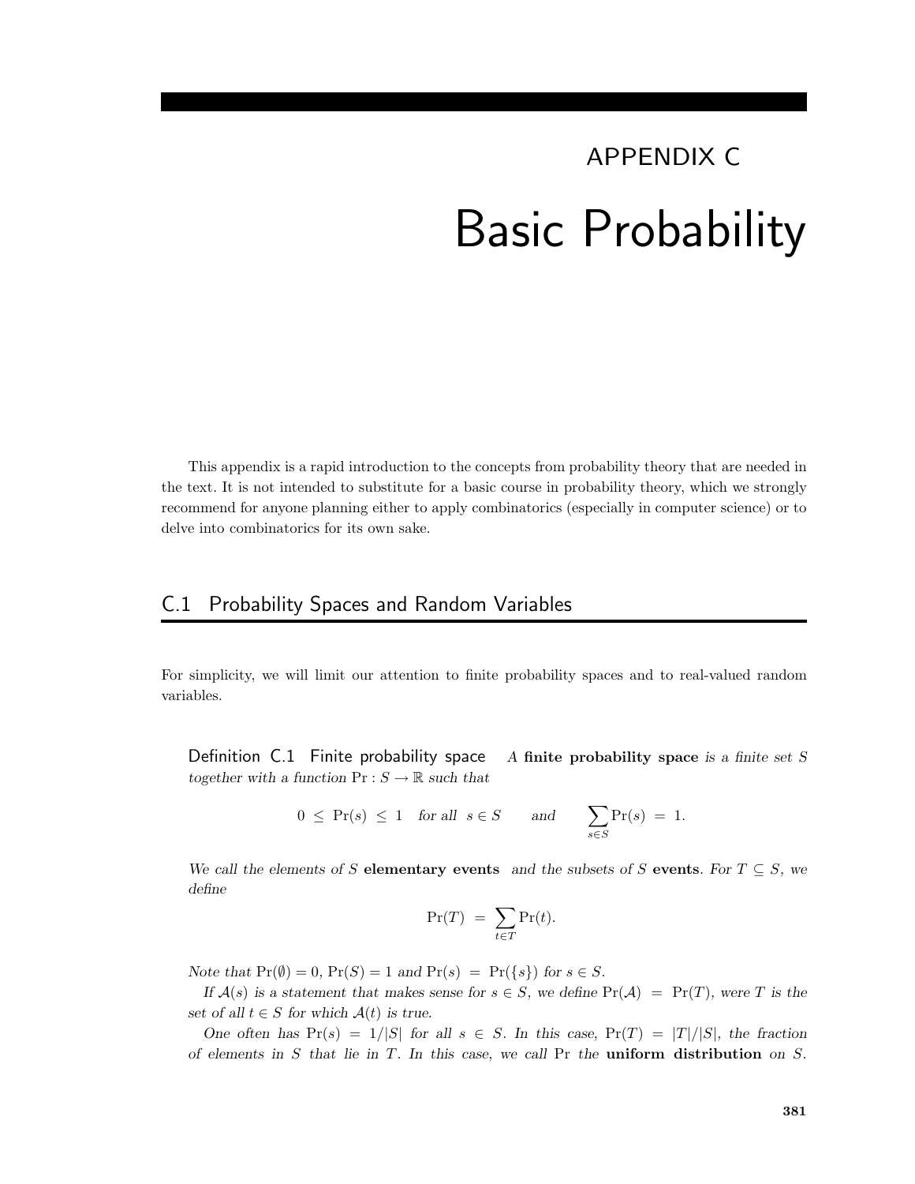# APPENDIX C

# Basic Probability

This appendix is a rapid introduction to the concepts from probability theory that are needed in the text. It is not intended to substitute for a basic course in probability theory, which we strongly recommend for anyone planning either to apply combinatorics (especially in computer science) or to delve into combinatorics for its own sake.

## C.1 Probability Spaces and Random Variables

For simplicity, we will limit our attention to finite probability spaces and to real-valued random variables.

**Definition C.1 Finite probability space** *A* **finite probability space** *is a finite set $S$ together with a function $\Pr : S \to \mathbb{R}$ such that*

$$0 \le \Pr(s) \le 1 \quad \text{for all } s \in S \qquad \text{and} \qquad \sum_{s \in S} \Pr(s) = 1.$$

*We call the elements of $S$* **elementary events** *and the subsets of $S$* **events**. *For $T \subseteq S$, we define*

$$\Pr(T) = \sum_{t \in T} \Pr(t).$$

*Note that $\Pr(\emptyset) = 0$, $\Pr(S) = 1$ and $\Pr(s) = \Pr(\{s\})$ for $s \in S$.*

*If $\mathcal{A}(s)$ is a statement that makes sense for $s \in S$, we define $\Pr(\mathcal{A}) = \Pr(T)$, were $T$ is the set of all $t \in S$ for which $\mathcal{A}(t)$ is true.*

*One often has $\Pr(s) = 1/|S|$ for all $s \in S$. In this case, $\Pr(T) = |T|/|S|$, the fraction of elements in $S$ that lie in $T$. In this case, we call $\Pr$ the* **uniform distribution** *on $S$.*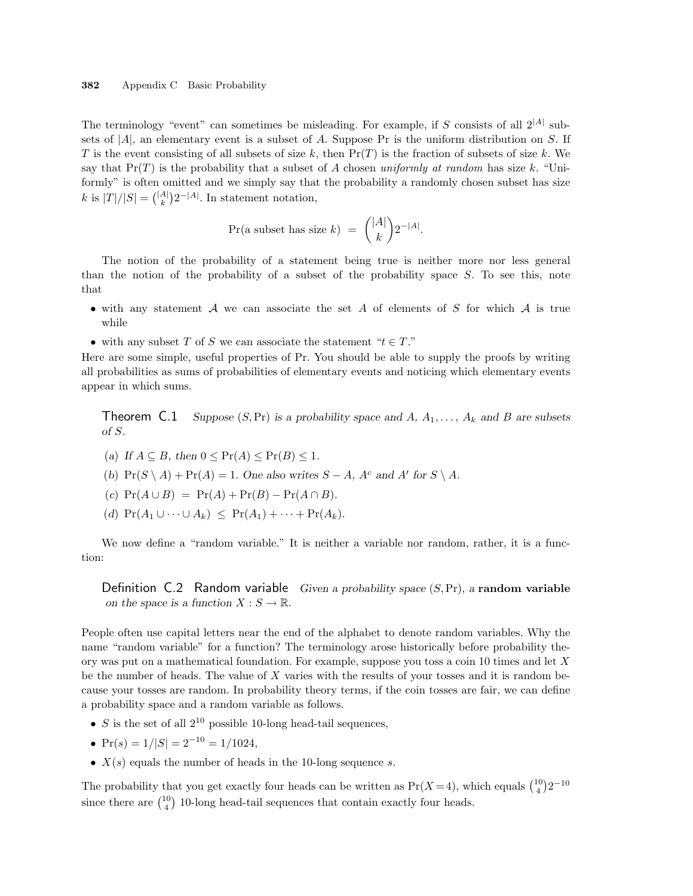The terminology "event" can sometimes be misleading. For example, if $S$ consists of all $2^{|A|}$ subsets of $|A|$, an elementary event is a subset of $A$. Suppose Pr is the uniform distribution on $S$. If $T$ is the event consisting of all subsets of size $k$, then $\Pr(T)$ is the fraction of subsets of size $k$. We say that $\Pr(T)$ is the probability that a subset of $A$ chosen *uniformly at random* has size $k$. "Uniformly" is often omitted and we simply say that the probability a randomly chosen subset has size $k$ is $|T|/|S| = \binom{|A|}{k}2^{-|A|}$. In statement notation,

$$\Pr(\text{a subset has size } k) \;=\; \binom{|A|}{k}2^{-|A|}.$$

The notion of the probability of a statement being true is neither more nor less general than the notion of the probability of a subset of the probability space $S$. To see this, note that

- with any statement $\mathcal{A}$ we can associate the set $A$ of elements of $S$ for which $\mathcal{A}$ is true while
- with any subset $T$ of $S$ we can associate the statement "$t \in T$."

Here are some simple, useful properties of Pr. You should be able to supply the proofs by writing all probabilities as sums of probabilities of elementary events and noticing which elementary events appear in which sums.

**Theorem C.1** *Suppose $(S, \Pr)$ is a probability space and $A, A_1, \ldots, A_k$ and $B$ are subsets of $S$.*

(a) *If $A \subseteq B$, then $0 \le \Pr(A) \le \Pr(B) \le 1$.*

(b) *$\Pr(S \setminus A) + \Pr(A) = 1$. One also writes $S - A$, $A^c$ and $A'$ for $S \setminus A$.*

(c) *$\Pr(A \cup B) \;=\; \Pr(A) + \Pr(B) - \Pr(A \cap B)$.*

(d) *$\Pr(A_1 \cup \cdots \cup A_k) \;\le\; \Pr(A_1) + \cdots + \Pr(A_k)$.*

We now define a "random variable." It is neither a variable nor random, rather, it is a function:

**Definition C.2 Random variable** *Given a probability space $(S, \Pr)$, a* **random variable** *on the space is a function $X : S \to \mathbb{R}$.*

People often use capital letters near the end of the alphabet to denote random variables. Why the name "random variable" for a function? The terminology arose historically before probability theory was put on a mathematical foundation. For example, suppose you toss a coin 10 times and let $X$ be the number of heads. The value of $X$ varies with the results of your tosses and it is random because your tosses are random. In probability theory terms, if the coin tosses are fair, we can define a probability space and a random variable as follows.

- $S$ is the set of all $2^{10}$ possible 10-long head-tail sequences,
- $\Pr(s) = 1/|S| = 2^{-10} = 1/1024$,
- $X(s)$ equals the number of heads in the 10-long sequence $s$.

The probability that you get exactly four heads can be written as $\Pr(X{=}4)$, which equals $\binom{10}{4}2^{-10}$ since there are $\binom{10}{4}$ 10-long head-tail sequences that contain exactly four heads.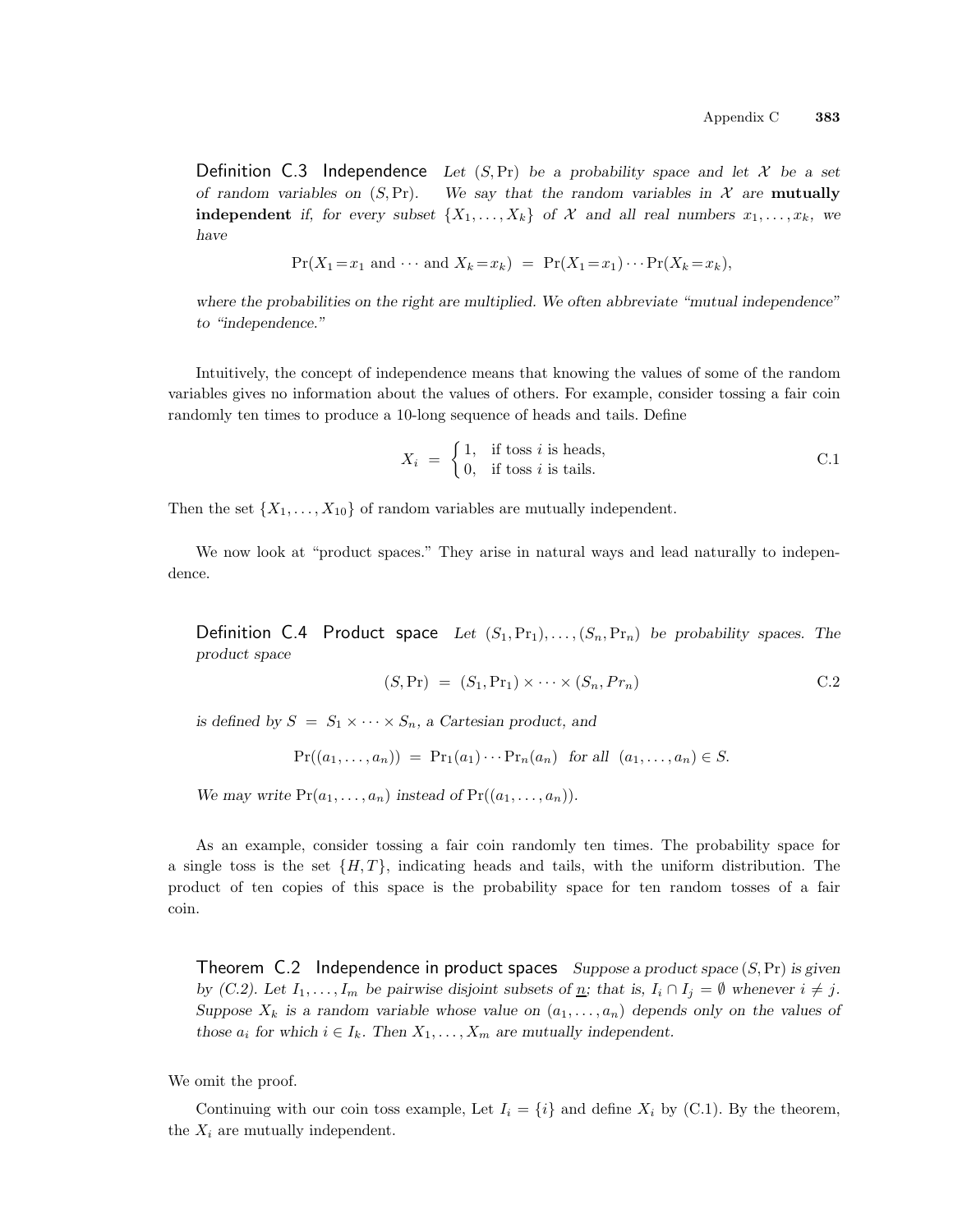**Definition C.3 Independence** *Let $(S, \Pr)$ be a probability space and let $\mathcal{X}$ be a set of random variables on $(S, \Pr)$. We say that the random variables in $\mathcal{X}$ are* **mutually independent** *if, for every subset $\{X_1, \ldots, X_k\}$ of $\mathcal{X}$ and all real numbers $x_1, \ldots, x_k$, we have*

$$\Pr(X_1 = x_1 \text{ and } \cdots \text{ and } X_k = x_k) \;=\; \Pr(X_1 = x_1) \cdots \Pr(X_k = x_k),$$

*where the probabilities on the right are multiplied. We often abbreviate "mutual independence" to "independence."*

Intuitively, the concept of independence means that knowing the values of some of the random variables gives no information about the values of others. For example, consider tossing a fair coin randomly ten times to produce a 10-long sequence of heads and tails. Define

$$X_i \;=\; \begin{cases} 1, & \text{if toss } i \text{ is heads,} \\ 0, & \text{if toss } i \text{ is tails.} \end{cases} \qquad \text{C.1}$$

Then the set $\{X_1, \ldots, X_{10}\}$ of random variables are mutually independent.

We now look at "product spaces." They arise in natural ways and lead naturally to independence.

**Definition C.4 Product space** *Let $(S_1, \Pr_1), \ldots, (S_n, \Pr_n)$ be probability spaces. The product space*

$$(S, \Pr) \;=\; (S_1, \Pr_1) \times \cdots \times (S_n, Pr_n) \qquad \text{C.2}$$

*is defined by $S \;=\; S_1 \times \cdots \times S_n$, a Cartesian product, and*

$$\Pr((a_1, \ldots, a_n)) \;=\; \Pr_1(a_1) \cdots \Pr_n(a_n) \;\; \text{for all} \;\; (a_1, \ldots, a_n) \in S.$$

*We may write $\Pr(a_1, \ldots, a_n)$ instead of $\Pr((a_1, \ldots, a_n))$.*

As an example, consider tossing a fair coin randomly ten times. The probability space for a single toss is the set $\{H, T\}$, indicating heads and tails, with the uniform distribution. The product of ten copies of this space is the probability space for ten random tosses of a fair coin.

**Theorem C.2 Independence in product spaces** *Suppose a product space $(S, \Pr)$ is given by (C.2). Let $I_1, \ldots, I_m$ be pairwise disjoint subsets of $\underline{n}$; that is, $I_i \cap I_j = \emptyset$ whenever $i \neq j$. Suppose $X_k$ is a random variable whose value on $(a_1, \ldots, a_n)$ depends only on the values of those $a_i$ for which $i \in I_k$. Then $X_1, \ldots, X_m$ are mutually independent.*

We omit the proof.

Continuing with our coin toss example, Let $I_i = \{i\}$ and define $X_i$ by (C.1). By the theorem, the $X_i$ are mutually independent.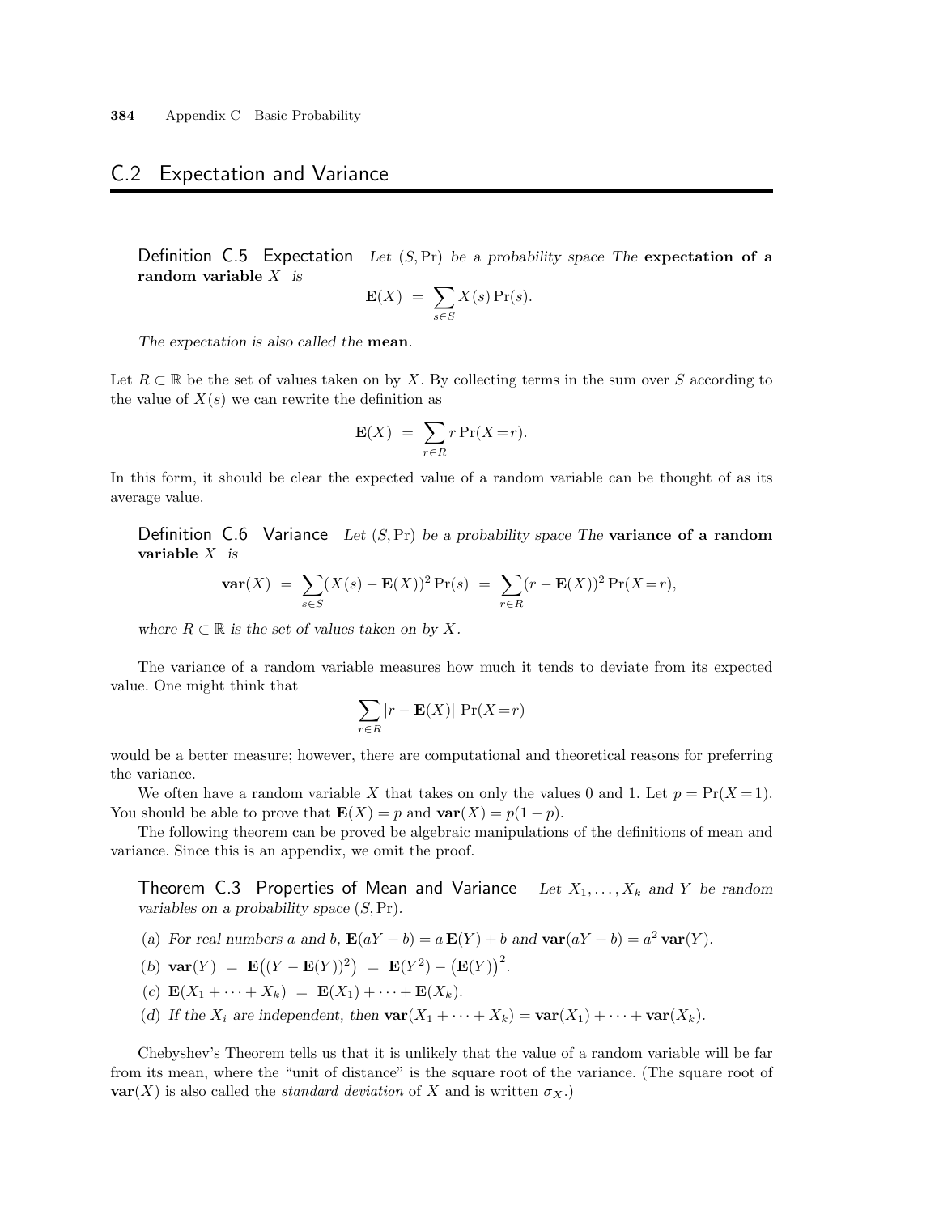## C.2 Expectation and Variance

**Definition C.5 Expectation** *Let $(S, \Pr)$ be a probability space The* **expectation of a random variable** $X$ *is*

$$\mathbf{E}(X) \;=\; \sum_{s\in S} X(s)\Pr(s).$$

*The expectation is also called the* **mean**.

Let $R \subset \mathbb{R}$ be the set of values taken on by $X$. By collecting terms in the sum over $S$ according to the value of $X(s)$ we can rewrite the definition as

$$\mathbf{E}(X) \;=\; \sum_{r\in R} r\Pr(X\!=\!r).$$

In this form, it should be clear the expected value of a random variable can be thought of as its average value.

**Definition C.6 Variance** *Let $(S, \Pr)$ be a probability space The* **variance of a random variable** $X$ *is*

$$\mathbf{var}(X) \;=\; \sum_{s\in S}(X(s) - \mathbf{E}(X))^2 \Pr(s) \;=\; \sum_{r\in R}(r - \mathbf{E}(X))^2 \Pr(X\!=\!r),$$

*where $R \subset \mathbb{R}$ is the set of values taken on by $X$.*

The variance of a random variable measures how much it tends to deviate from its expected value. One might think that

$$\sum_{r\in R} |r - \mathbf{E}(X)|\, \Pr(X\!=\!r)$$

would be a better measure; however, there are computational and theoretical reasons for preferring the variance.

We often have a random variable $X$ that takes on only the values 0 and 1. Let $p = \Pr(X\!=\!1)$. You should be able to prove that $\mathbf{E}(X) = p$ and $\mathbf{var}(X) = p(1 - p)$.

The following theorem can be proved be algebraic manipulations of the definitions of mean and variance. Since this is an appendix, we omit the proof.

**Theorem C.3 Properties of Mean and Variance** *Let $X_1, \ldots, X_k$ and $Y$ be random variables on a probability space $(S, \Pr)$.*

(a) *For real numbers $a$ and $b$, $\mathbf{E}(aY + b) = a\,\mathbf{E}(Y) + b$ and $\mathbf{var}(aY + b) = a^2\,\mathbf{var}(Y)$.*

(b) $\mathbf{var}(Y) \;=\; \mathbf{E}\big((Y - \mathbf{E}(Y))^2\big) \;=\; \mathbf{E}(Y^2) - \big(\mathbf{E}(Y)\big)^2.$

(c) $\mathbf{E}(X_1 + \cdots + X_k) \;=\; \mathbf{E}(X_1) + \cdots + \mathbf{E}(X_k).$

(d) *If the $X_i$ are independent, then $\mathbf{var}(X_1 + \cdots + X_k) = \mathbf{var}(X_1) + \cdots + \mathbf{var}(X_k)$.*

Chebyshev's Theorem tells us that it is unlikely that the value of a random variable will be far from its mean, where the "unit of distance" is the square root of the variance. (The square root of $\mathbf{var}(X)$ is also called the *standard deviation* of $X$ and is written $\sigma_X$.)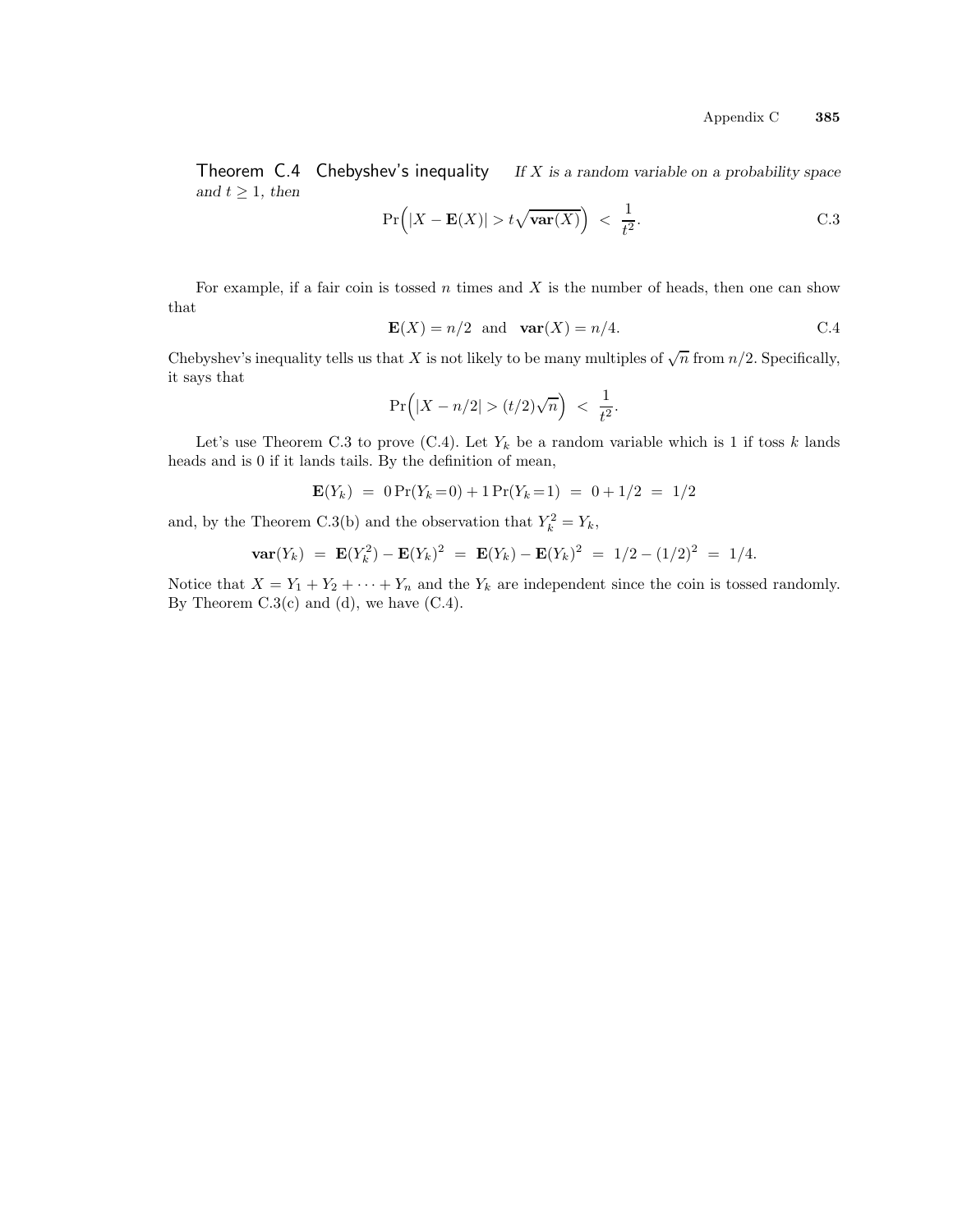**Theorem C.4 Chebyshev's inequality** *If $X$ is a random variable on a probability space and $t \geq 1$, then*

$$\Pr\Big(|X - \mathbf{E}(X)| > t\sqrt{\mathbf{var}(X)}\Big) \; < \; \frac{1}{t^2}. \tag{C.3}$$

For example, if a fair coin is tossed $n$ times and $X$ is the number of heads, then one can show that

$$\mathbf{E}(X) = n/2 \quad \text{and} \quad \mathbf{var}(X) = n/4. \tag{C.4}$$

Chebyshev's inequality tells us that $X$ is not likely to be many multiples of $\sqrt{n}$ from $n/2$. Specifically, it says that

$$\Pr\Big(|X - n/2| > (t/2)\sqrt{n}\Big) \; < \; \frac{1}{t^2}.$$

Let's use Theorem C.3 to prove (C.4). Let $Y_k$ be a random variable which is 1 if toss $k$ lands heads and is 0 if it lands tails. By the definition of mean,

$$\mathbf{E}(Y_k) \; = \; 0\Pr(Y_k = 0) + 1\Pr(Y_k = 1) \; = \; 0 + 1/2 \; = \; 1/2$$

and, by the Theorem C.3(b) and the observation that $Y_k^2 = Y_k$,

$$\mathbf{var}(Y_k) \; = \; \mathbf{E}(Y_k^2) - \mathbf{E}(Y_k)^2 \; = \; \mathbf{E}(Y_k) - \mathbf{E}(Y_k)^2 \; = \; 1/2 - (1/2)^2 \; = \; 1/4.$$

Notice that $X = Y_1 + Y_2 + \cdots + Y_n$ and the $Y_k$ are independent since the coin is tossed randomly. By Theorem C.3(c) and (d), we have (C.4).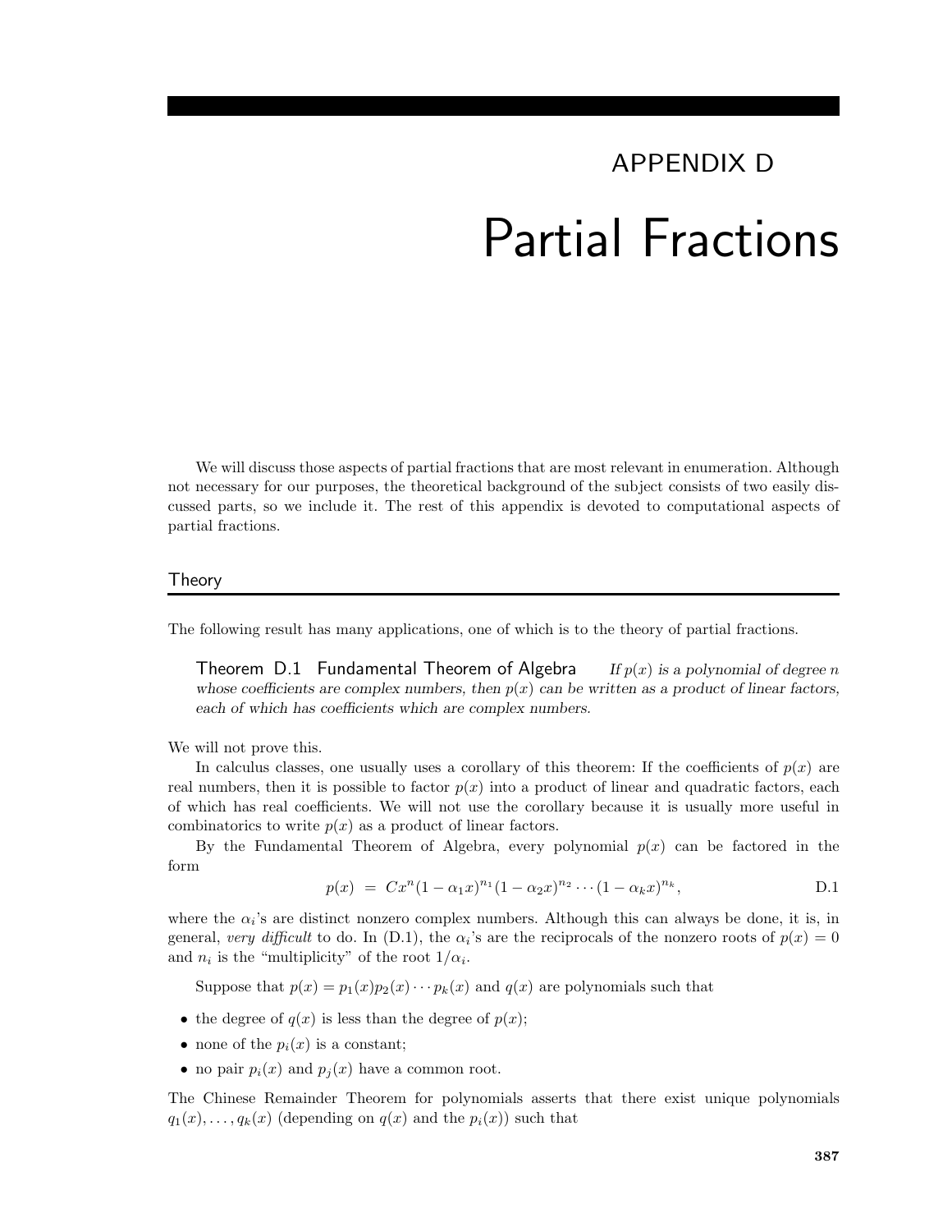# APPENDIX D

# Partial Fractions

We will discuss those aspects of partial fractions that are most relevant in enumeration. Although not necessary for our purposes, the theoretical background of the subject consists of two easily discussed parts, so we include it. The rest of this appendix is devoted to computational aspects of partial fractions.

## Theory

The following result has many applications, one of which is to the theory of partial fractions.

> **Theorem D.1 Fundamental Theorem of Algebra** *If $p(x)$ is a polynomial of degree $n$ whose coefficients are complex numbers, then $p(x)$ can be written as a product of linear factors, each of which has coefficients which are complex numbers.*

We will not prove this.

In calculus classes, one usually uses a corollary of this theorem: If the coefficients of $p(x)$ are real numbers, then it is possible to factor $p(x)$ into a product of linear and quadratic factors, each of which has real coefficients. We will not use the corollary because it is usually more useful in combinatorics to write $p(x)$ as a product of linear factors.

By the Fundamental Theorem of Algebra, every polynomial $p(x)$ can be factored in the form

$$p(x) \;=\; Cx^n(1-\alpha_1 x)^{n_1}(1-\alpha_2 x)^{n_2}\cdots(1-\alpha_k x)^{n_k}, \qquad \text{D.1}$$

where the $\alpha_i$'s are distinct nonzero complex numbers. Although this can always be done, it is, in general, *very difficult* to do. In (D.1), the $\alpha_i$'s are the reciprocals of the nonzero roots of $p(x) = 0$ and $n_i$ is the "multiplicity" of the root $1/\alpha_i$.

Suppose that $p(x) = p_1(x)p_2(x)\cdots p_k(x)$ and $q(x)$ are polynomials such that

- the degree of $q(x)$ is less than the degree of $p(x)$;
- none of the $p_i(x)$ is a constant;
- no pair $p_i(x)$ and $p_j(x)$ have a common root.

The Chinese Remainder Theorem for polynomials asserts that there exist unique polynomials $q_1(x), \ldots, q_k(x)$ (depending on $q(x)$ and the $p_i(x)$) such that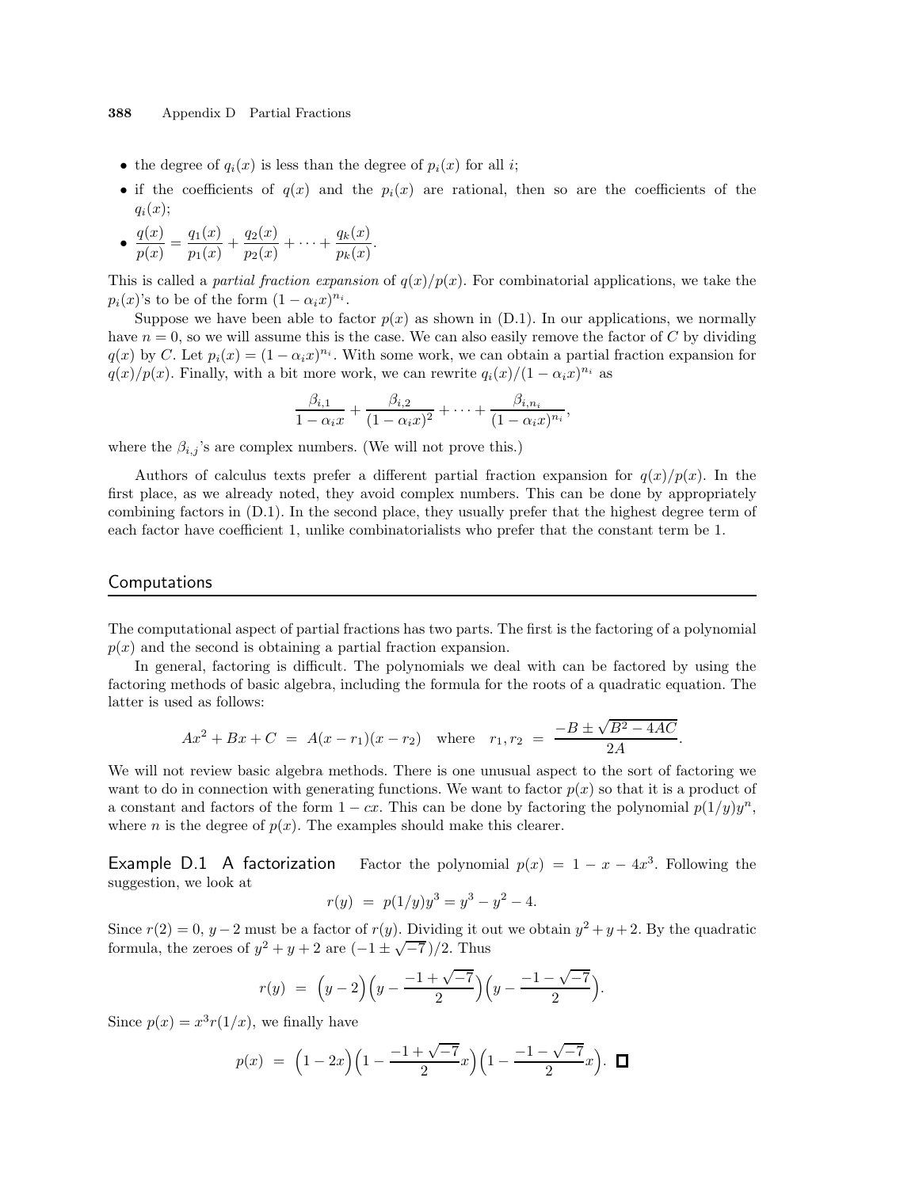- the degree of $q_i(x)$ is less than the degree of $p_i(x)$ for all $i$;
- if the coefficients of $q(x)$ and the $p_i(x)$ are rational, then so are the coefficients of the $q_i(x)$;
- $\dfrac{q(x)}{p(x)} = \dfrac{q_1(x)}{p_1(x)} + \dfrac{q_2(x)}{p_2(x)} + \cdots + \dfrac{q_k(x)}{p_k(x)}$.

This is called a *partial fraction expansion* of $q(x)/p(x)$. For combinatorial applications, we take the $p_i(x)$'s to be of the form $(1 - \alpha_i x)^{n_i}$.

Suppose we have been able to factor $p(x)$ as shown in (D.1). In our applications, we normally have $n = 0$, so we will assume this is the case. We can also easily remove the factor of $C$ by dividing $q(x)$ by $C$. Let $p_i(x) = (1 - \alpha_i x)^{n_i}$. With some work, we can obtain a partial fraction expansion for $q(x)/p(x)$. Finally, with a bit more work, we can rewrite $q_i(x)/(1 - \alpha_i x)^{n_i}$ as

$$\frac{\beta_{i,1}}{1 - \alpha_i x} + \frac{\beta_{i,2}}{(1 - \alpha_i x)^2} + \cdots + \frac{\beta_{i,n_i}}{(1 - \alpha_i x)^{n_i}},$$

where the $\beta_{i,j}$'s are complex numbers. (We will not prove this.)

Authors of calculus texts prefer a different partial fraction expansion for $q(x)/p(x)$. In the first place, as we already noted, they avoid complex numbers. This can be done by appropriately combining factors in (D.1). In the second place, they usually prefer that the highest degree term of each factor have coefficient 1, unlike combinatorialists who prefer that the constant term be 1.

## Computations

The computational aspect of partial fractions has two parts. The first is the factoring of a polynomial $p(x)$ and the second is obtaining a partial fraction expansion.

In general, factoring is difficult. The polynomials we deal with can be factored by using the factoring methods of basic algebra, including the formula for the roots of a quadratic equation. The latter is used as follows:

$$Ax^2 + Bx + C \;=\; A(x - r_1)(x - r_2) \quad \text{where} \quad r_1, r_2 \;=\; \frac{-B \pm \sqrt{B^2 - 4AC}}{2A}.$$

We will not review basic algebra methods. There is one unusual aspect to the sort of factoring we want to do in connection with generating functions. We want to factor $p(x)$ so that it is a product of a constant and factors of the form $1 - cx$. This can be done by factoring the polynomial $p(1/y)y^n$, where $n$ is the degree of $p(x)$. The examples should make this clearer.

**Example D.1 A factorization** Factor the polynomial $p(x) = 1 - x - 4x^3$. Following the suggestion, we look at

$$r(y) \;=\; p(1/y)y^3 = y^3 - y^2 - 4.$$

Since $r(2) = 0$, $y - 2$ must be a factor of $r(y)$. Dividing it out we obtain $y^2 + y + 2$. By the quadratic formula, the zeroes of $y^2 + y + 2$ are $(-1 \pm \sqrt{-7}\,)/2$. Thus

$$r(y) \;=\; \Big(y - 2\Big)\Big(y - \frac{-1 + \sqrt{-7}}{2}\Big)\Big(y - \frac{-1 - \sqrt{-7}}{2}\Big).$$

Since $p(x) = x^3 r(1/x)$, we finally have

$$p(x) \;=\; \Big(1 - 2x\Big)\Big(1 - \frac{-1 + \sqrt{-7}}{2}x\Big)\Big(1 - \frac{-1 - \sqrt{-7}}{2}x\Big). \quad \square$$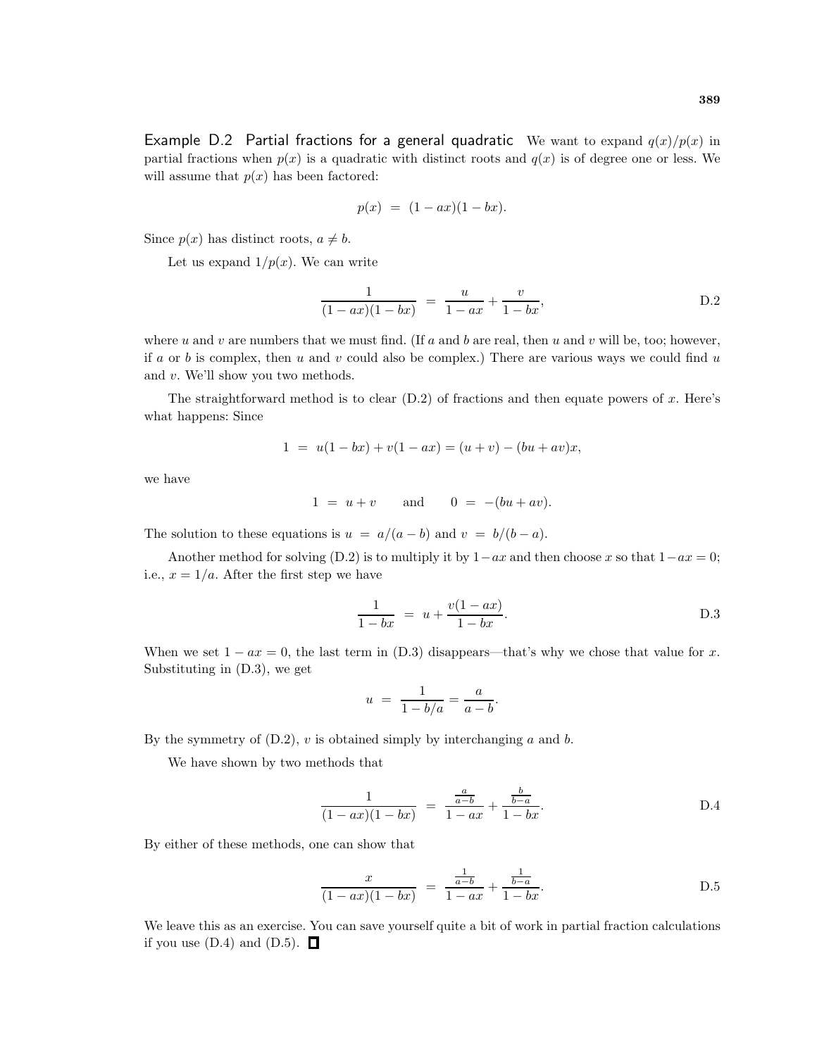**Example D.2 Partial fractions for a general quadratic** We want to expand $q(x)/p(x)$ in partial fractions when $p(x)$ is a quadratic with distinct roots and $q(x)$ is of degree one or less. We will assume that $p(x)$ has been factored:

$$p(x) \;=\; (1-ax)(1-bx).$$

Since $p(x)$ has distinct roots, $a \neq b$.

Let us expand $1/p(x)$. We can write

$$\frac{1}{(1-ax)(1-bx)} \;=\; \frac{u}{1-ax} + \frac{v}{1-bx}, \tag{D.2}$$

where $u$ and $v$ are numbers that we must find. (If $a$ and $b$ are real, then $u$ and $v$ will be, too; however, if $a$ or $b$ is complex, then $u$ and $v$ could also be complex.) There are various ways we could find $u$ and $v$. We'll show you two methods.

The straightforward method is to clear (D.2) of fractions and then equate powers of $x$. Here's what happens: Since

$$1 \;=\; u(1-bx) + v(1-ax) = (u+v) - (bu+av)x,$$

we have

$$1 \;=\; u+v \qquad \text{and} \qquad 0 \;=\; -(bu+av).$$

The solution to these equations is $u \;=\; a/(a-b)$ and $v \;=\; b/(b-a)$.

Another method for solving (D.2) is to multiply it by $1-ax$ and then choose $x$ so that $1-ax=0$; i.e., $x = 1/a$. After the first step we have

$$\frac{1}{1-bx} \;=\; u + \frac{v(1-ax)}{1-bx}. \tag{D.3}$$

When we set $1-ax=0$, the last term in (D.3) disappears—that's why we chose that value for $x$. Substituting in (D.3), we get

$$u \;=\; \frac{1}{1-b/a} = \frac{a}{a-b}.$$

By the symmetry of (D.2), $v$ is obtained simply by interchanging $a$ and $b$.

We have shown by two methods that

$$\frac{1}{(1-ax)(1-bx)} \;=\; \frac{\frac{a}{a-b}}{1-ax} + \frac{\frac{b}{b-a}}{1-bx}. \tag{D.4}$$

By either of these methods, one can show that

$$\frac{x}{(1-ax)(1-bx)} \;=\; \frac{\frac{1}{a-b}}{1-ax} + \frac{\frac{1}{b-a}}{1-bx}. \tag{D.5}$$

We leave this as an exercise. You can save yourself quite a bit of work in partial fraction calculations if you use (D.4) and (D.5). □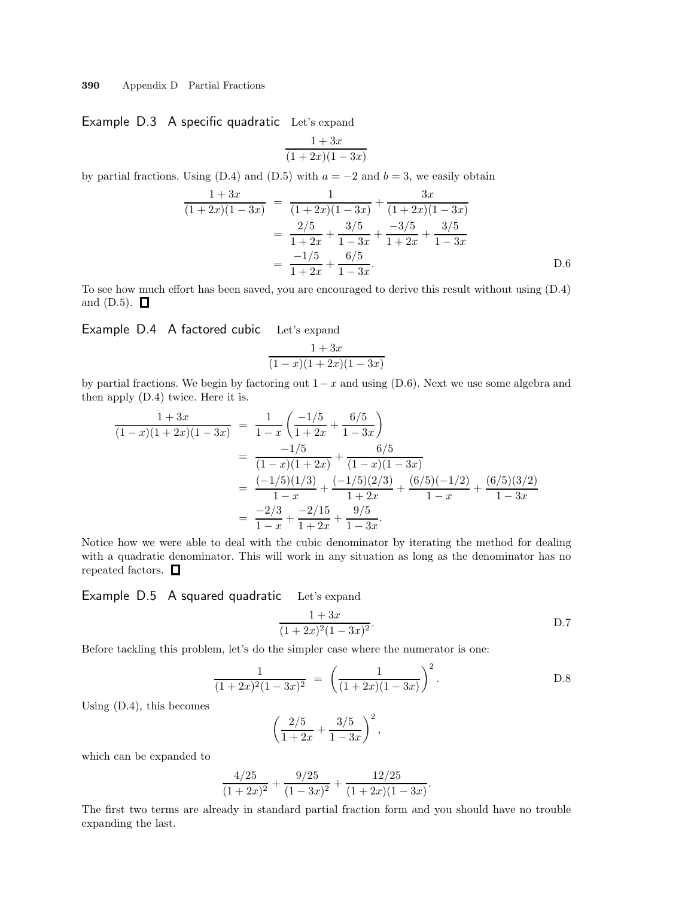**Example D.3 A specific quadratic** Let's expand

$$\frac{1+3x}{(1+2x)(1-3x)}$$

by partial fractions. Using (D.4) and (D.5) with $a=-2$ and $b=3$, we easily obtain

$$\begin{aligned}
\frac{1+3x}{(1+2x)(1-3x)} &= \frac{1}{(1+2x)(1-3x)} + \frac{3x}{(1+2x)(1-3x)} \\
&= \frac{2/5}{1+2x} + \frac{3/5}{1-3x} + \frac{-3/5}{1+2x} + \frac{3/5}{1-3x} \\
&= \frac{-1/5}{1+2x} + \frac{6/5}{1-3x}. \qquad \text{D.6}
\end{aligned}$$

To see how much effort has been saved, you are encouraged to derive this result without using (D.4) and (D.5). □

**Example D.4 A factored cubic** Let's expand

$$\frac{1+3x}{(1-x)(1+2x)(1-3x)}$$

by partial fractions. We begin by factoring out $1-x$ and using (D.6). Next we use some algebra and then apply (D.4) twice. Here it is.

$$\begin{aligned}
\frac{1+3x}{(1-x)(1+2x)(1-3x)} &= \frac{1}{1-x}\left(\frac{-1/5}{1+2x} + \frac{6/5}{1-3x}\right) \\
&= \frac{-1/5}{(1-x)(1+2x)} + \frac{6/5}{(1-x)(1-3x)} \\
&= \frac{(-1/5)(1/3)}{1-x} + \frac{(-1/5)(2/3)}{1+2x} + \frac{(6/5)(-1/2)}{1-x} + \frac{(6/5)(3/2)}{1-3x} \\
&= \frac{-2/3}{1-x} + \frac{-2/15}{1+2x} + \frac{9/5}{1-3x}.
\end{aligned}$$

Notice how we were able to deal with the cubic denominator by iterating the method for dealing with a quadratic denominator. This will work in any situation as long as the denominator has no repeated factors. □

**Example D.5 A squared quadratic** Let's expand

$$\frac{1+3x}{(1+2x)^2(1-3x)^2}. \qquad \text{D.7}$$

Before tackling this problem, let's do the simpler case where the numerator is one:

$$\frac{1}{(1+2x)^2(1-3x)^2} = \left(\frac{1}{(1+2x)(1-3x)}\right)^2. \qquad \text{D.8}$$

Using (D.4), this becomes

$$\left(\frac{2/5}{1+2x} + \frac{3/5}{1-3x}\right)^2,$$

which can be expanded to

$$\frac{4/25}{(1+2x)^2} + \frac{9/25}{(1-3x)^2} + \frac{12/25}{(1+2x)(1-3x)}.$$

The first two terms are already in standard partial fraction form and you should have no trouble expanding the last.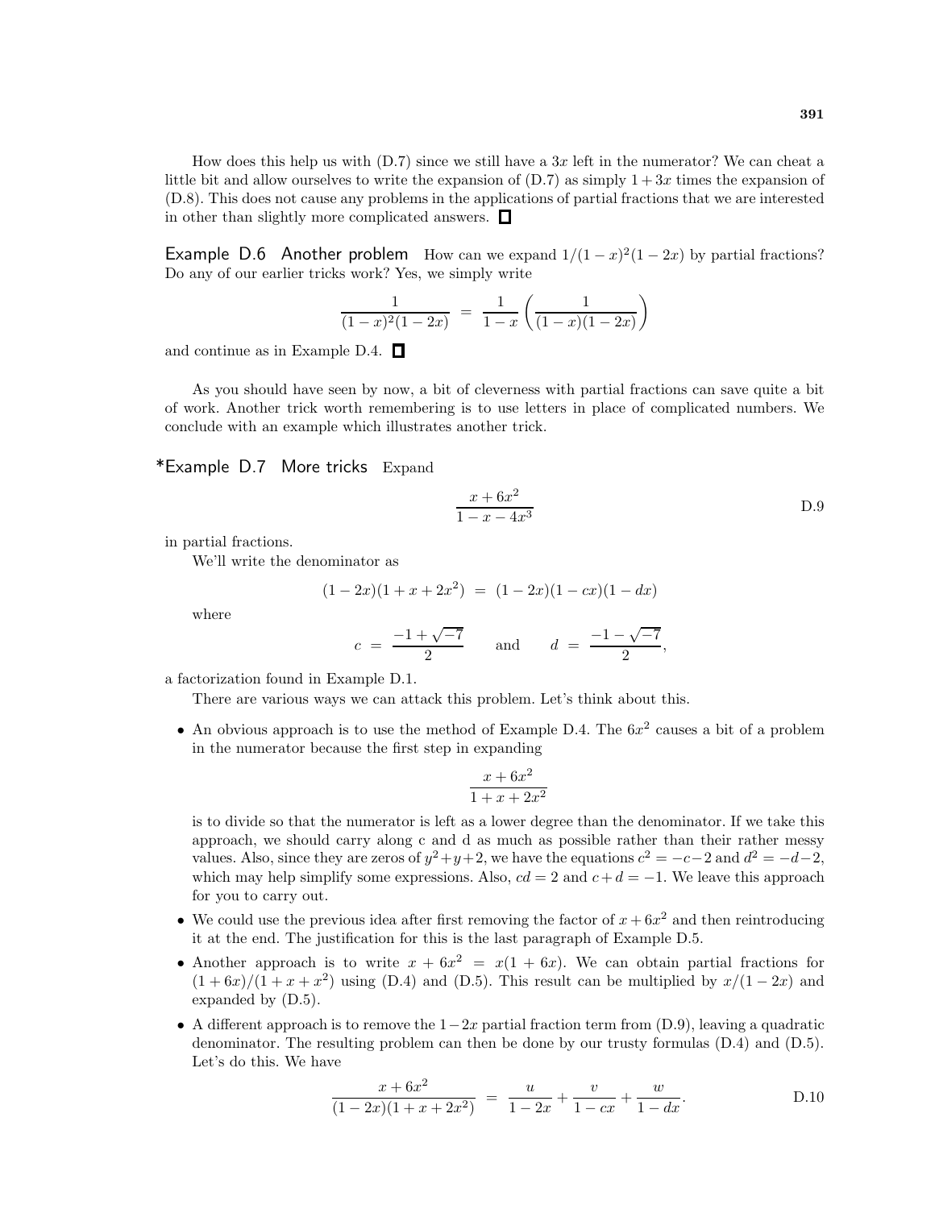How does this help us with (D.7) since we still have a $3x$ left in the numerator? We can cheat a little bit and allow ourselves to write the expansion of (D.7) as simply $1+3x$ times the expansion of (D.8). This does not cause any problems in the applications of partial fractions that we are interested in other than slightly more complicated answers. □

**Example D.6 Another problem** How can we expand $1/(1-x)^2(1-2x)$ by partial fractions? Do any of our earlier tricks work? Yes, we simply write

$$\frac{1}{(1-x)^2(1-2x)} \;=\; \frac{1}{1-x}\left(\frac{1}{(1-x)(1-2x)}\right)$$

and continue as in Example D.4. □

As you should have seen by now, a bit of cleverness with partial fractions can save quite a bit of work. Another trick worth remembering is to use letters in place of complicated numbers. We conclude with an example which illustrates another trick.

***Example D.7 More tricks** Expand

$$\frac{x+6x^2}{1-x-4x^3} \qquad \text{D.9}$$

in partial fractions.

We'll write the denominator as

$$(1-2x)(1+x+2x^2) \;=\; (1-2x)(1-cx)(1-dx)$$

where

$$c \;=\; \frac{-1+\sqrt{-7}}{2} \qquad \text{and} \qquad d \;=\; \frac{-1-\sqrt{-7}}{2},$$

a factorization found in Example D.1.

There are various ways we can attack this problem. Let's think about this.

- An obvious approach is to use the method of Example D.4. The $6x^2$ causes a bit of a problem in the numerator because the first step in expanding

  $$\frac{x+6x^2}{1+x+2x^2}$$

  is to divide so that the numerator is left as a lower degree than the denominator. If we take this approach, we should carry along c and d as much as possible rather than their rather messy values. Also, since they are zeros of $y^2+y+2$, we have the equations $c^2=-c-2$ and $d^2=-d-2$, which may help simplify some expressions. Also, $cd=2$ and $c+d=-1$. We leave this approach for you to carry out.
- We could use the previous idea after first removing the factor of $x+6x^2$ and then reintroducing it at the end. The justification for this is the last paragraph of Example D.5.
- Another approach is to write $x+6x^2 = x(1+6x)$. We can obtain partial fractions for $(1+6x)/(1+x+x^2)$ using (D.4) and (D.5). This result can be multiplied by $x/(1-2x)$ and expanded by (D.5).
- A different approach is to remove the $1-2x$ partial fraction term from (D.9), leaving a quadratic denominator. The resulting problem can then be done by our trusty formulas (D.4) and (D.5). Let's do this. We have

  $$\frac{x+6x^2}{(1-2x)(1+x+2x^2)} \;=\; \frac{u}{1-2x}+\frac{v}{1-cx}+\frac{w}{1-dx}. \qquad \text{D.10}$$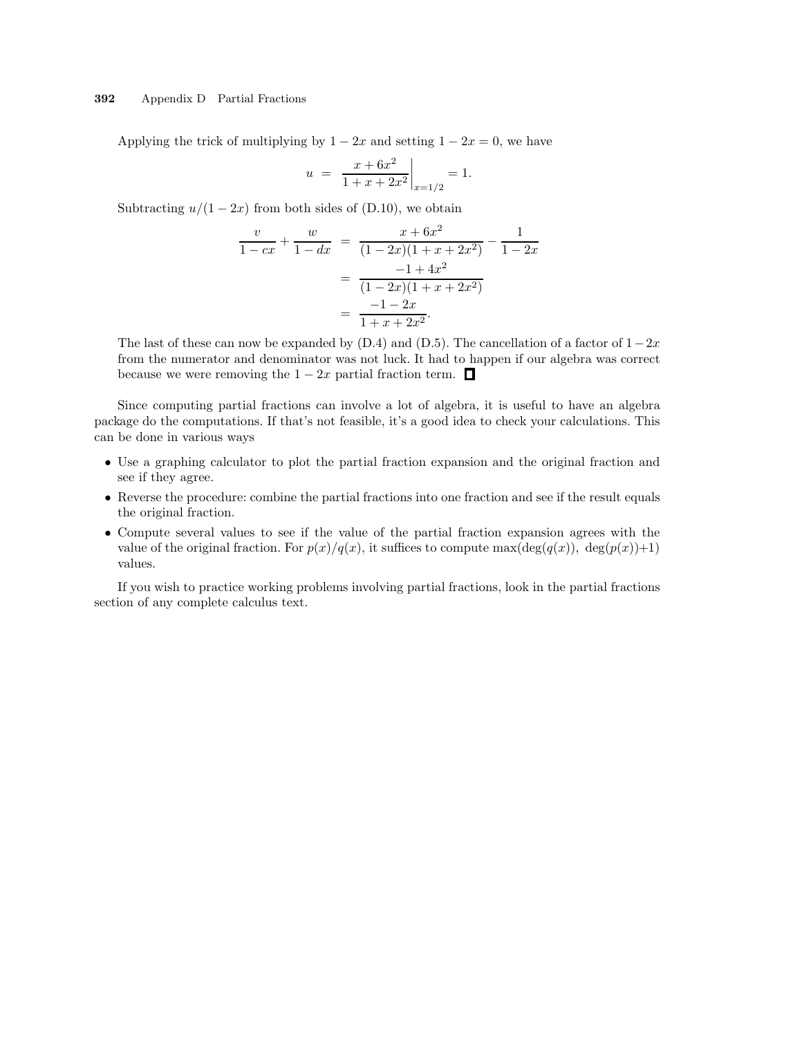Applying the trick of multiplying by $1-2x$ and setting $1-2x=0$, we have

$$u \;=\; \left.\frac{x+6x^2}{1+x+2x^2}\right|_{x=1/2} = 1.$$

Subtracting $u/(1-2x)$ from both sides of (D.10), we obtain

$$\begin{aligned}
\frac{v}{1-cx}+\frac{w}{1-dx} &= \frac{x+6x^2}{(1-2x)(1+x+2x^2)}-\frac{1}{1-2x}\\
&= \frac{-1+4x^2}{(1-2x)(1+x+2x^2)}\\
&= \frac{-1-2x}{1+x+2x^2}.
\end{aligned}$$

The last of these can now be expanded by (D.4) and (D.5). The cancellation of a factor of $1-2x$ from the numerator and denominator was not luck. It had to happen if our algebra was correct because we were removing the $1-2x$ partial fraction term. □

Since computing partial fractions can involve a lot of algebra, it is useful to have an algebra package do the computations. If that's not feasible, it's a good idea to check your calculations. This can be done in various ways

- Use a graphing calculator to plot the partial fraction expansion and the original fraction and see if they agree.
- Reverse the procedure: combine the partial fractions into one fraction and see if the result equals the original fraction.
- Compute several values to see if the value of the partial fraction expansion agrees with the value of the original fraction. For $p(x)/q(x)$, it suffices to compute $\max(\deg(q(x)),\ \deg(p(x))+1)$ values.

If you wish to practice working problems involving partial fractions, look in the partial fractions section of any complete calculus text.